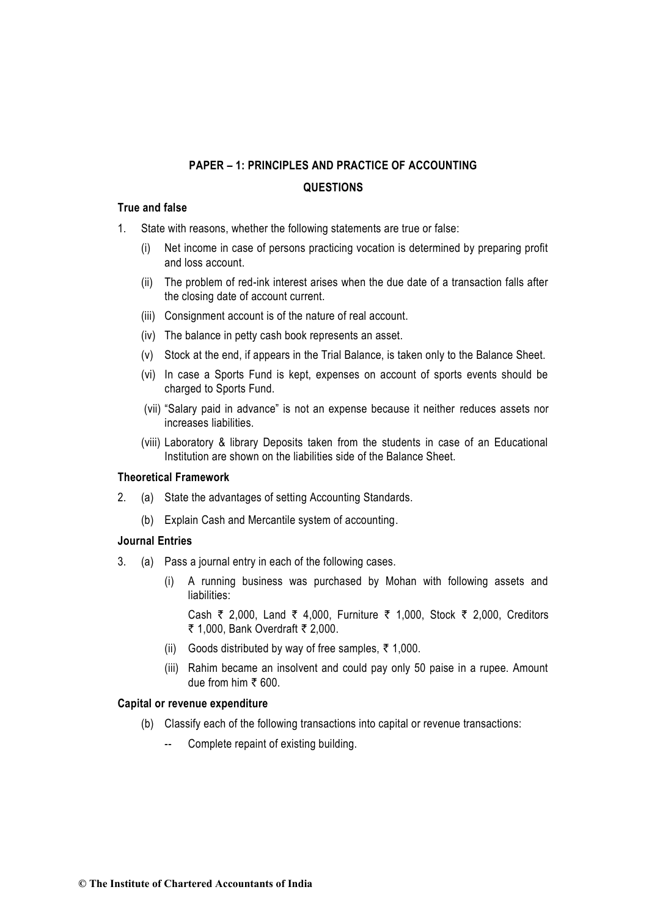## PAPER – 1: PRINCIPLES AND PRACTICE OF ACCOUNTING

## QUESTIONS

### True and false

1. State with reasons, whether the following statements are true or false:

   (i) Net income in case of persons practicing vocation is determined by preparing profit and loss account.

   (ii) The problem of red-ink interest arises when the due date of a transaction falls after the closing date of account current.

   (iii) Consignment account is of the nature of real account.

   (iv) The balance in petty cash book represents an asset.

   (v) Stock at the end, if appears in the Trial Balance, is taken only to the Balance Sheet.

   (vi) In case a Sports Fund is kept, expenses on account of sports events should be charged to Sports Fund.

   (vii) "Salary paid in advance" is not an expense because it neither reduces assets nor increases liabilities.

   (viii) Laboratory & library Deposits taken from the students in case of an Educational Institution are shown on the liabilities side of the Balance Sheet.

### Theoretical Framework

2. (a) State the advantages of setting Accounting Standards.

   (b) Explain Cash and Mercantile system of accounting.

### Journal Entries

3. (a) Pass a journal entry in each of the following cases.

   (i) A running business was purchased by Mohan with following assets and liabilities:

   Cash ₹ 2,000, Land ₹ 4,000, Furniture ₹ 1,000, Stock ₹ 2,000, Creditors ₹ 1,000, Bank Overdraft ₹ 2,000.

   (ii) Goods distributed by way of free samples, ₹ 1,000.

   (iii) Rahim became an insolvent and could pay only 50 paise in a rupee. Amount due from him ₹ 600.

### Capital or revenue expenditure

   (b) Classify each of the following transactions into capital or revenue transactions:

   -- Complete repaint of existing building.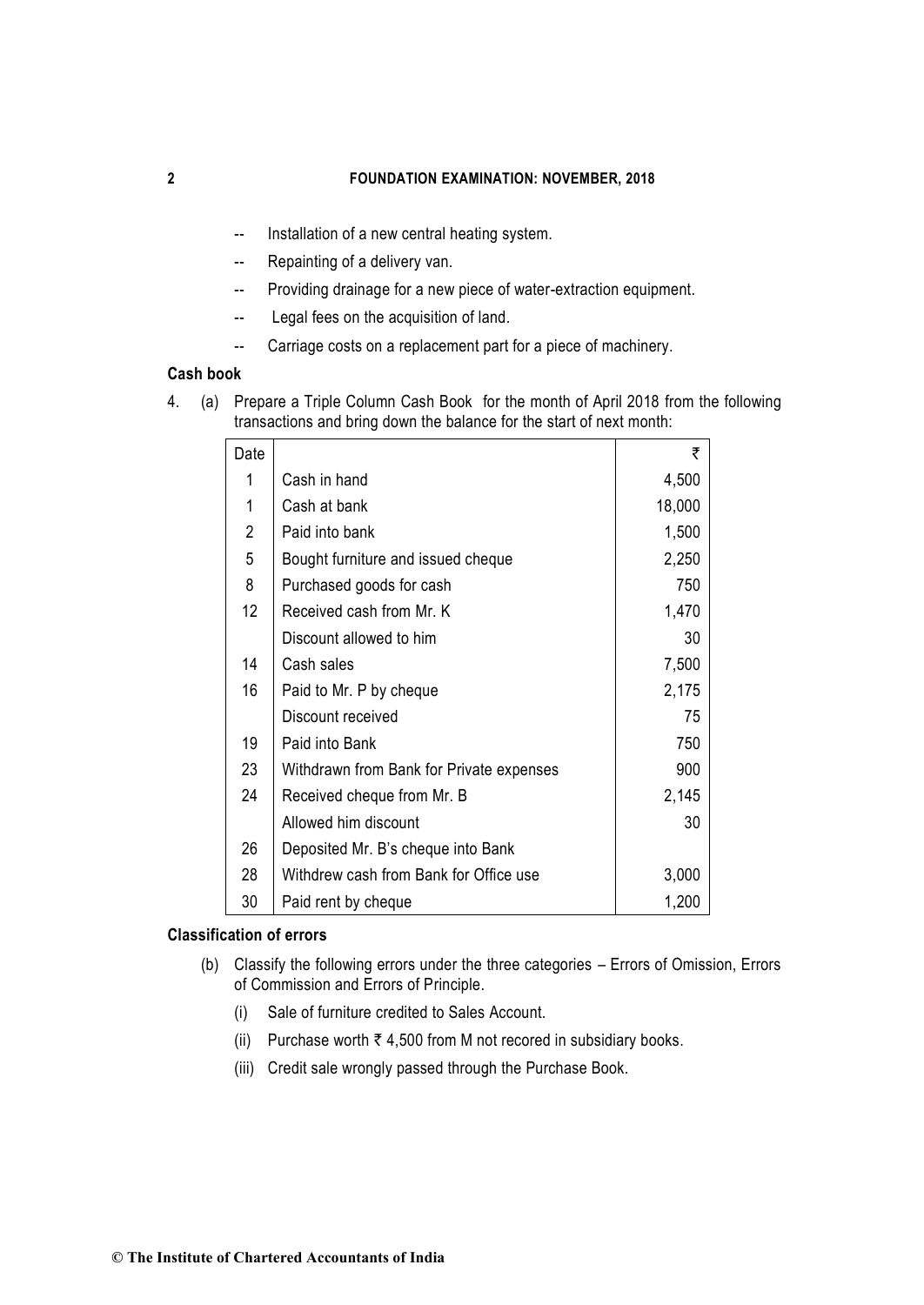-- Installation of a new central heating system.

-- Repainting of a delivery van.

-- Providing drainage for a new piece of water-extraction equipment.

-- Legal fees on the acquisition of land.

-- Carriage costs on a replacement part for a piece of machinery.

**Cash book**

4. (a) Prepare a Triple Column Cash Book for the month of April 2018 from the following transactions and bring down the balance for the start of next month:

| Date | | ₹ |
|---|---|---|
| 1 | Cash in hand | 4,500 |
| 1 | Cash at bank | 18,000 |
| 2 | Paid into bank | 1,500 |
| 5 | Bought furniture and issued cheque | 2,250 |
| 8 | Purchased goods for cash | 750 |
| 12 | Received cash from Mr. K | 1,470 |
| | Discount allowed to him | 30 |
| 14 | Cash sales | 7,500 |
| 16 | Paid to Mr. P by cheque | 2,175 |
| | Discount received | 75 |
| 19 | Paid into Bank | 750 |
| 23 | Withdrawn from Bank for Private expenses | 900 |
| 24 | Received cheque from Mr. B | 2,145 |
| | Allowed him discount | 30 |
| 26 | Deposited Mr. B's cheque into Bank | |
| 28 | Withdrew cash from Bank for Office use | 3,000 |
| 30 | Paid rent by cheque | 1,200 |

**Classification of errors**

(b) Classify the following errors under the three categories – Errors of Omission, Errors of Commission and Errors of Principle.

(i) Sale of furniture credited to Sales Account.

(ii) Purchase worth ₹ 4,500 from M not recored in subsidiary books.

(iii) Credit sale wrongly passed through the Purchase Book.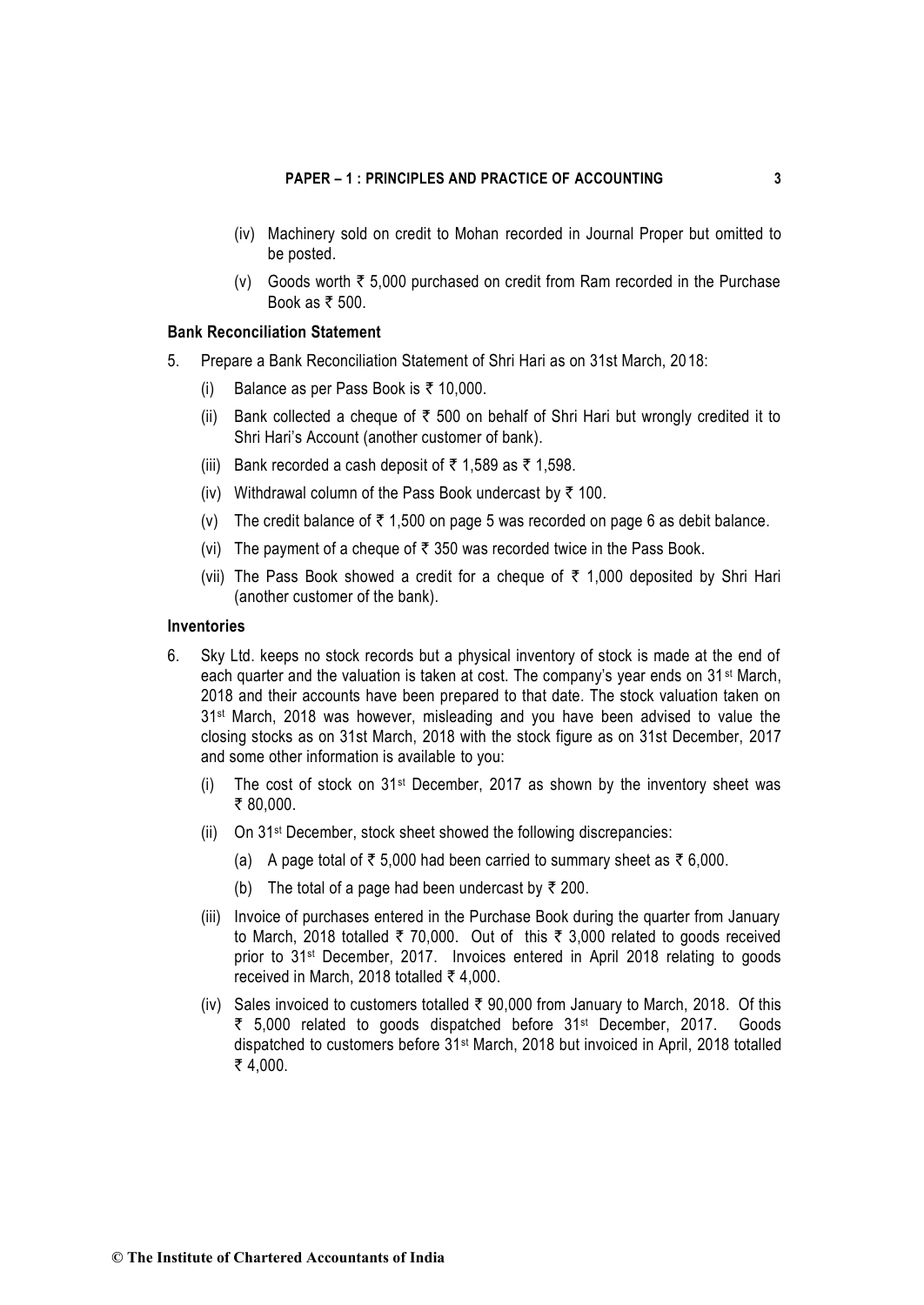(iv) Machinery sold on credit to Mohan recorded in Journal Proper but omitted to be posted.

(v) Goods worth ₹ 5,000 purchased on credit from Ram recorded in the Purchase Book as ₹ 500.

### Bank Reconciliation Statement

5. Prepare a Bank Reconciliation Statement of Shri Hari as on 31st March, 2018:

   (i) Balance as per Pass Book is ₹ 10,000.

   (ii) Bank collected a cheque of ₹ 500 on behalf of Shri Hari but wrongly credited it to Shri Hari's Account (another customer of bank).

   (iii) Bank recorded a cash deposit of ₹ 1,589 as ₹ 1,598.

   (iv) Withdrawal column of the Pass Book undercast by ₹ 100.

   (v) The credit balance of ₹ 1,500 on page 5 was recorded on page 6 as debit balance.

   (vi) The payment of a cheque of ₹ 350 was recorded twice in the Pass Book.

   (vii) The Pass Book showed a credit for a cheque of ₹ 1,000 deposited by Shri Hari (another customer of the bank).

### Inventories

6. Sky Ltd. keeps no stock records but a physical inventory of stock is made at the end of each quarter and the valuation is taken at cost. The company's year ends on 31st March, 2018 and their accounts have been prepared to that date. The stock valuation taken on 31st March, 2018 was however, misleading and you have been advised to value the closing stocks as on 31st March, 2018 with the stock figure as on 31st December, 2017 and some other information is available to you:

   (i) The cost of stock on 31st December, 2017 as shown by the inventory sheet was ₹ 80,000.

   (ii) On 31st December, stock sheet showed the following discrepancies:

      (a) A page total of ₹ 5,000 had been carried to summary sheet as ₹ 6,000.

      (b) The total of a page had been undercast by ₹ 200.

   (iii) Invoice of purchases entered in the Purchase Book during the quarter from January to March, 2018 totalled ₹ 70,000. Out of this ₹ 3,000 related to goods received prior to 31st December, 2017. Invoices entered in April 2018 relating to goods received in March, 2018 totalled ₹ 4,000.

   (iv) Sales invoiced to customers totalled ₹ 90,000 from January to March, 2018. Of this ₹ 5,000 related to goods dispatched before 31st December, 2017. Goods dispatched to customers before 31st March, 2018 but invoiced in April, 2018 totalled ₹ 4,000.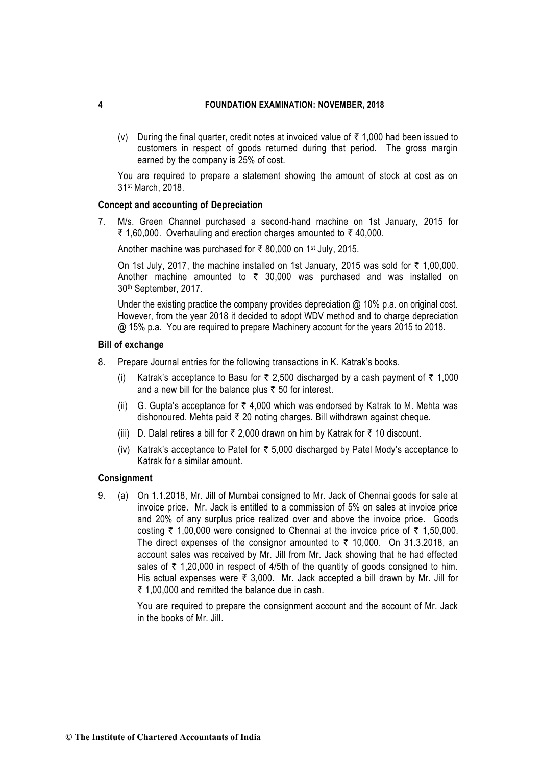(v) During the final quarter, credit notes at invoiced value of ₹ 1,000 had been issued to customers in respect of goods returned during that period. The gross margin earned by the company is 25% of cost.

You are required to prepare a statement showing the amount of stock at cost as on 31st March, 2018.

### Concept and accounting of Depreciation

7. M/s. Green Channel purchased a second-hand machine on 1st January, 2015 for ₹ 1,60,000. Overhauling and erection charges amounted to ₹ 40,000.

   Another machine was purchased for ₹ 80,000 on 1st July, 2015.

   On 1st July, 2017, the machine installed on 1st January, 2015 was sold for ₹ 1,00,000. Another machine amounted to ₹ 30,000 was purchased and was installed on 30th September, 2017.

   Under the existing practice the company provides depreciation @ 10% p.a. on original cost. However, from the year 2018 it decided to adopt WDV method and to charge depreciation @ 15% p.a. You are required to prepare Machinery account for the years 2015 to 2018.

### Bill of exchange

8. Prepare Journal entries for the following transactions in K. Katrak's books.

   (i) Katrak's acceptance to Basu for ₹ 2,500 discharged by a cash payment of ₹ 1,000 and a new bill for the balance plus ₹ 50 for interest.

   (ii) G. Gupta's acceptance for ₹ 4,000 which was endorsed by Katrak to M. Mehta was dishonoured. Mehta paid ₹ 20 noting charges. Bill withdrawn against cheque.

   (iii) D. Dalal retires a bill for ₹ 2,000 drawn on him by Katrak for ₹ 10 discount.

   (iv) Katrak's acceptance to Patel for ₹ 5,000 discharged by Patel Mody's acceptance to Katrak for a similar amount.

### Consignment

9. (a) On 1.1.2018, Mr. Jill of Mumbai consigned to Mr. Jack of Chennai goods for sale at invoice price. Mr. Jack is entitled to a commission of 5% on sales at invoice price and 20% of any surplus price realized over and above the invoice price. Goods costing ₹ 1,00,000 were consigned to Chennai at the invoice price of ₹ 1,50,000. The direct expenses of the consignor amounted to ₹ 10,000. On 31.3.2018, an account sales was received by Mr. Jill from Mr. Jack showing that he had effected sales of ₹ 1,20,000 in respect of 4/5th of the quantity of goods consigned to him. His actual expenses were ₹ 3,000. Mr. Jack accepted a bill drawn by Mr. Jill for ₹ 1,00,000 and remitted the balance due in cash.

   You are required to prepare the consignment account and the account of Mr. Jack in the books of Mr. Jill.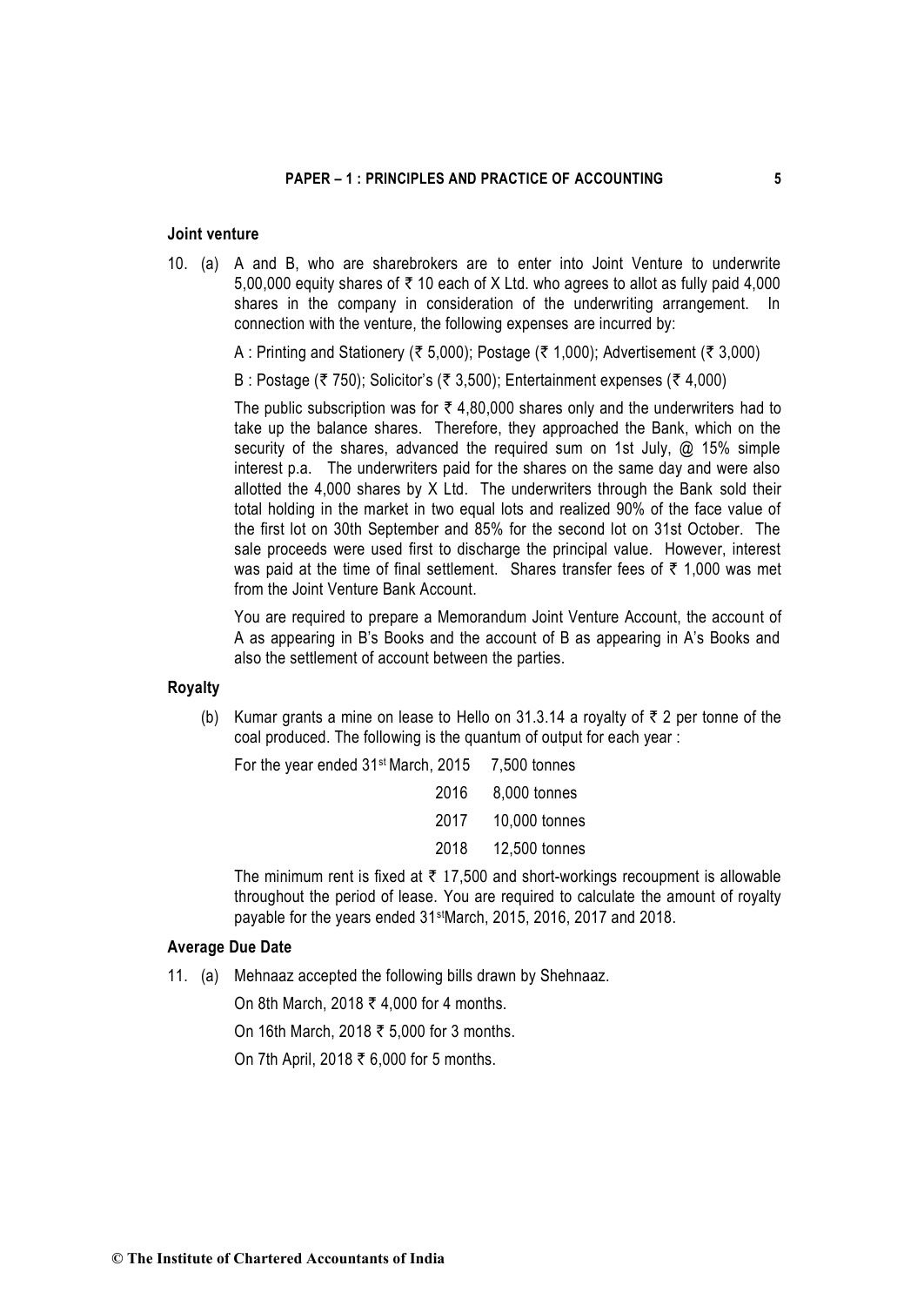### Joint venture

10. (a) A and B, who are sharebrokers are to enter into Joint Venture to underwrite 5,00,000 equity shares of ₹ 10 each of X Ltd. who agrees to allot as fully paid 4,000 shares in the company in consideration of the underwriting arrangement. In connection with the venture, the following expenses are incurred by:

    A : Printing and Stationery (₹ 5,000); Postage (₹ 1,000); Advertisement (₹ 3,000)

    B : Postage (₹ 750); Solicitor's (₹ 3,500); Entertainment expenses (₹ 4,000)

    The public subscription was for ₹ 4,80,000 shares only and the underwriters had to take up the balance shares. Therefore, they approached the Bank, which on the security of the shares, advanced the required sum on 1st July, @ 15% simple interest p.a. The underwriters paid for the shares on the same day and were also allotted the 4,000 shares by X Ltd. The underwriters through the Bank sold their total holding in the market in two equal lots and realized 90% of the face value of the first lot on 30th September and 85% for the second lot on 31st October. The sale proceeds were used first to discharge the principal value. However, interest was paid at the time of final settlement. Shares transfer fees of ₹ 1,000 was met from the Joint Venture Bank Account.

    You are required to prepare a Memorandum Joint Venture Account, the account of A as appearing in B's Books and the account of B as appearing in A's Books and also the settlement of account between the parties.

### Royalty

(b) Kumar grants a mine on lease to Hello on 31.3.14 a royalty of ₹ 2 per tonne of the coal produced. The following is the quantum of output for each year :

| For the year ended 31st March, 2015 | 7,500 tonnes |
|---|---|
| 2016 | 8,000 tonnes |
| 2017 | 10,000 tonnes |
| 2018 | 12,500 tonnes |

The minimum rent is fixed at ₹ 17,500 and short-workings recoupment is allowable throughout the period of lease. You are required to calculate the amount of royalty payable for the years ended 31stMarch, 2015, 2016, 2017 and 2018.

### Average Due Date

11. (a) Mehnaaz accepted the following bills drawn by Shehnaaz.

    On 8th March, 2018 ₹ 4,000 for 4 months.

    On 16th March, 2018 ₹ 5,000 for 3 months.

    On 7th April, 2018 ₹ 6,000 for 5 months.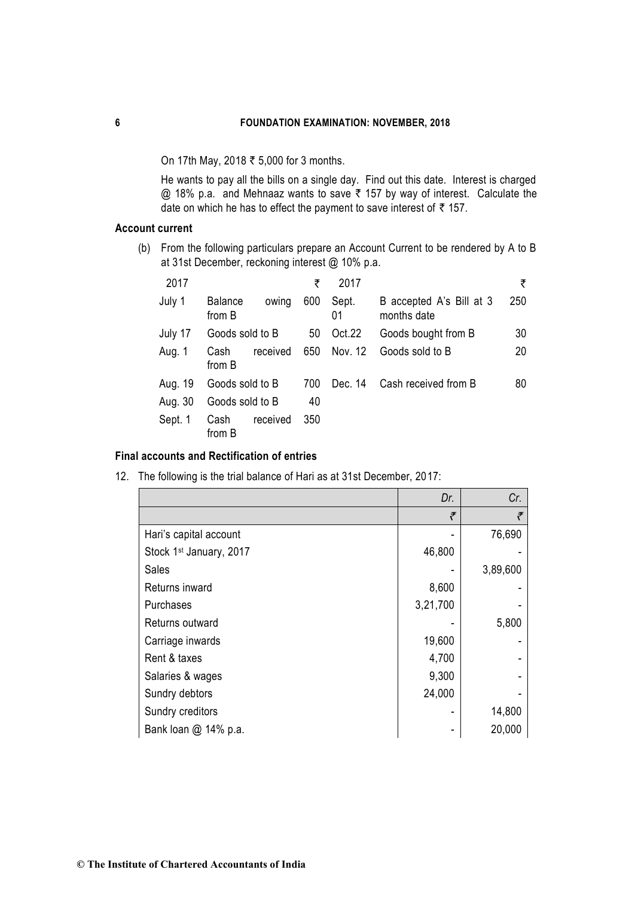On 17th May, 2018 ₹ 5,000 for 3 months.

He wants to pay all the bills on a single day. Find out this date. Interest is charged @ 18% p.a. and Mehnaaz wants to save ₹ 157 by way of interest. Calculate the date on which he has to effect the payment to save interest of ₹ 157.

**Account current**

(b) From the following particulars prepare an Account Current to be rendered by A to B at 31st December, reckoning interest @ 10% p.a.

| 2017 | | ₹ | 2017 | | ₹ |
|---|---|---|---|---|---|
| July 1 | Balance owing from B | 600 | Sept. 01 | B accepted A's Bill at 3 months date | 250 |
| July 17 | Goods sold to B | 50 | Oct.22 | Goods bought from B | 30 |
| Aug. 1 | Cash received from B | 650 | Nov. 12 | Goods sold to B | 20 |
| Aug. 19 | Goods sold to B | 700 | Dec. 14 | Cash received from B | 80 |
| Aug. 30 | Goods sold to B | 40 | | | |
| Sept. 1 | Cash received from B | 350 | | | |

**Final accounts and Rectification of entries**

12. The following is the trial balance of Hari as at 31st December, 2017:

| | *Dr.* | *Cr.* |
|---|---|---|
| | ₹ | ₹ |
| Hari's capital account | - | 76,690 |
| Stock 1st January, 2017 | 46,800 | - |
| Sales | - | 3,89,600 |
| Returns inward | 8,600 | - |
| Purchases | 3,21,700 | - |
| Returns outward | - | 5,800 |
| Carriage inwards | 19,600 | - |
| Rent & taxes | 4,700 | - |
| Salaries & wages | 9,300 | - |
| Sundry debtors | 24,000 | - |
| Sundry creditors | - | 14,800 |
| Bank loan @ 14% p.a. | - | 20,000 |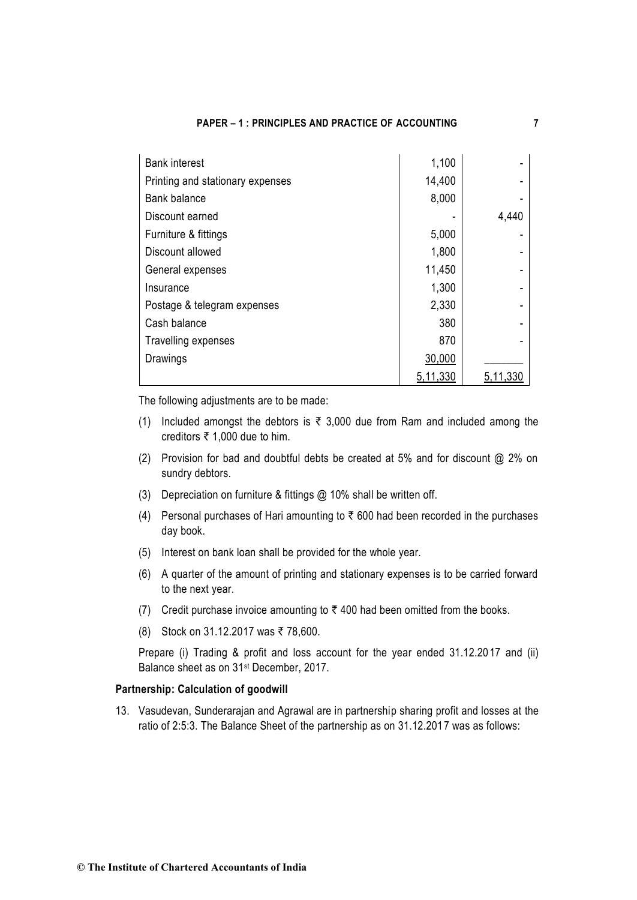| | | |
|---|---|---|
| Bank interest | 1,100 | - |
| Printing and stationary expenses | 14,400 | - |
| Bank balance | 8,000 | - |
| Discount earned | - | 4,440 |
| Furniture & fittings | 5,000 | - |
| Discount allowed | 1,800 | - |
| General expenses | 11,450 | - |
| Insurance | 1,300 | - |
| Postage & telegram expenses | 2,330 | - |
| Cash balance | 380 | - |
| Travelling expenses | 870 | - |
| Drawings | 30,000 | |
| | 5,11,330 | 5,11,330 |

The following adjustments are to be made:

(1) Included amongst the debtors is ₹ 3,000 due from Ram and included among the creditors ₹ 1,000 due to him.

(2) Provision for bad and doubtful debts be created at 5% and for discount @ 2% on sundry debtors.

(3) Depreciation on furniture & fittings @ 10% shall be written off.

(4) Personal purchases of Hari amounting to ₹ 600 had been recorded in the purchases day book.

(5) Interest on bank loan shall be provided for the whole year.

(6) A quarter of the amount of printing and stationary expenses is to be carried forward to the next year.

(7) Credit purchase invoice amounting to ₹ 400 had been omitted from the books.

(8) Stock on 31.12.2017 was ₹ 78,600.

Prepare (i) Trading & profit and loss account for the year ended 31.12.2017 and (ii) Balance sheet as on 31st December, 2017.

**Partnership: Calculation of goodwill**

13. Vasudevan, Sunderarajan and Agrawal are in partnership sharing profit and losses at the ratio of 2:5:3. The Balance Sheet of the partnership as on 31.12.2017 was as follows: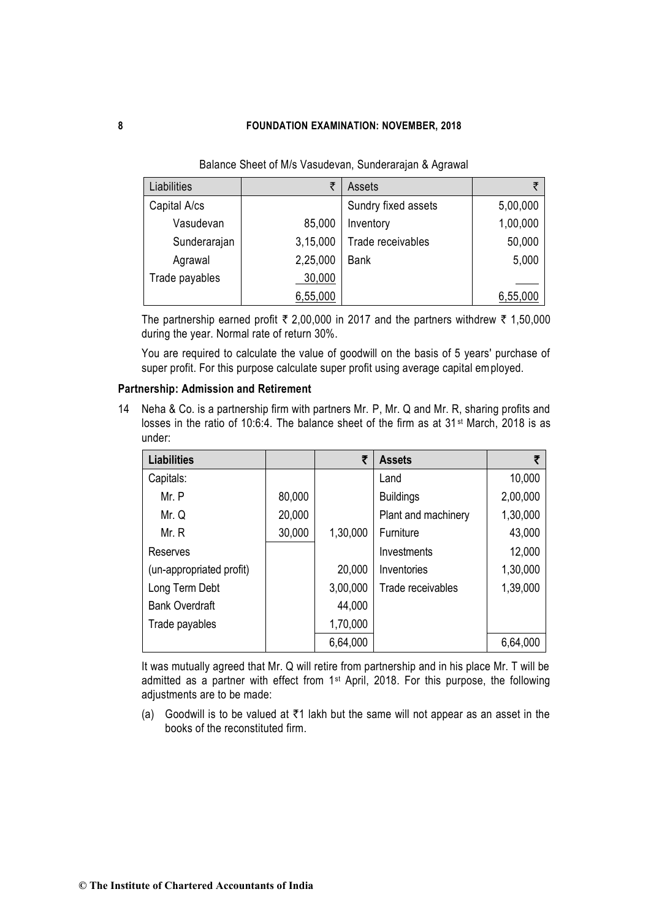Balance Sheet of M/s Vasudevan, Sunderarajan & Agrawal

| Liabilities | ₹ | Assets | ₹ |
|---|---|---|---|
| Capital A/cs | | Sundry fixed assets | 5,00,000 |
| Vasudevan | 85,000 | Inventory | 1,00,000 |
| Sunderarajan | 3,15,000 | Trade receivables | 50,000 |
| Agrawal | 2,25,000 | Bank | 5,000 |
| Trade payables | 30,000 | | |
| | 6,55,000 | | 6,55,000 |

The partnership earned profit ₹ 2,00,000 in 2017 and the partners withdrew ₹ 1,50,000 during the year. Normal rate of return 30%.

You are required to calculate the value of goodwill on the basis of 5 years' purchase of super profit. For this purpose calculate super profit using average capital employed.

**Partnership: Admission and Retirement**

14 Neha & Co. is a partnership firm with partners Mr. P, Mr. Q and Mr. R, sharing profits and losses in the ratio of 10:6:4. The balance sheet of the firm as at 31st March, 2018 is as under:

| Liabilities | | ₹ | Assets | ₹ |
|---|---|---|---|---|
| Capitals: | | | Land | 10,000 |
| Mr. P | 80,000 | | Buildings | 2,00,000 |
| Mr. Q | 20,000 | | Plant and machinery | 1,30,000 |
| Mr. R | 30,000 | 1,30,000 | Furniture | 43,000 |
| Reserves | | | Investments | 12,000 |
| (un-appropriated profit) | | 20,000 | Inventories | 1,30,000 |
| Long Term Debt | | 3,00,000 | Trade receivables | 1,39,000 |
| Bank Overdraft | | 44,000 | | |
| Trade payables | | 1,70,000 | | |
| | | 6,64,000 | | 6,64,000 |

It was mutually agreed that Mr. Q will retire from partnership and in his place Mr. T will be admitted as a partner with effect from 1st April, 2018. For this purpose, the following adjustments are to be made:

(a) Goodwill is to be valued at ₹1 lakh but the same will not appear as an asset in the books of the reconstituted firm.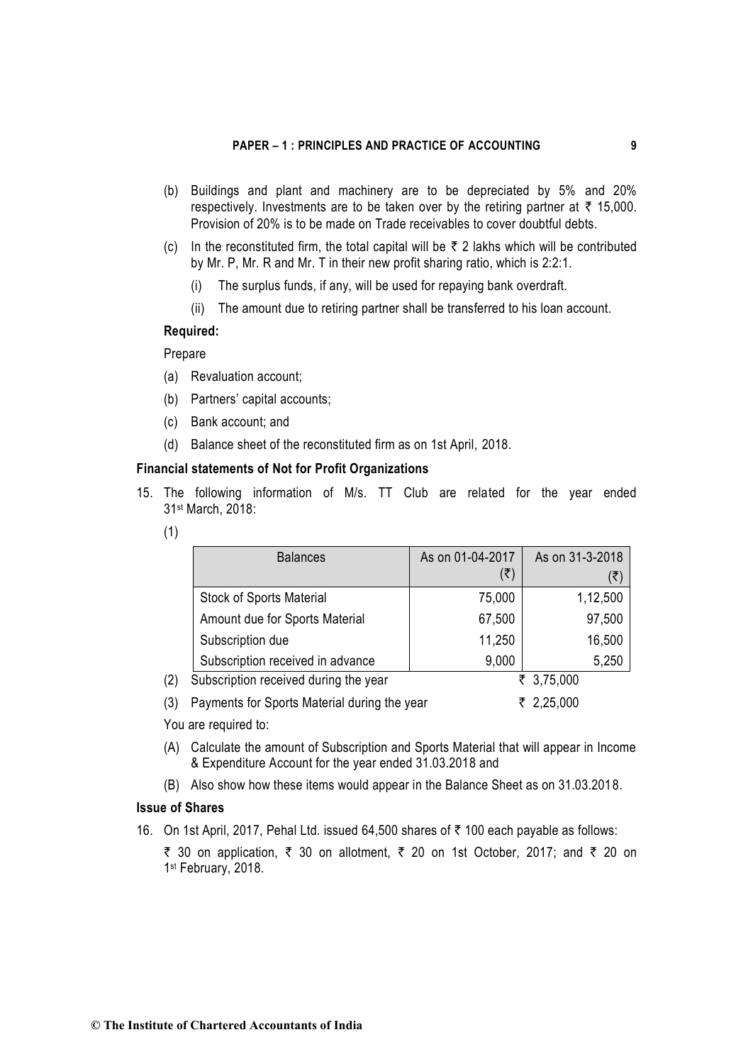(b) Buildings and plant and machinery are to be depreciated by 5% and 20% respectively. Investments are to be taken over by the retiring partner at ₹ 15,000. Provision of 20% is to be made on Trade receivables to cover doubtful debts.

(c) In the reconstituted firm, the total capital will be ₹ 2 lakhs which will be contributed by Mr. P, Mr. R and Mr. T in their new profit sharing ratio, which is 2:2:1.

   (i) The surplus funds, if any, will be used for repaying bank overdraft.

   (ii) The amount due to retiring partner shall be transferred to his loan account.

**Required:**

Prepare

(a) Revaluation account;

(b) Partners' capital accounts;

(c) Bank account; and

(d) Balance sheet of the reconstituted firm as on 1st April, 2018.

### Financial statements of Not for Profit Organizations

15. The following information of M/s. TT Club are related for the year ended 31st March, 2018:

(1)

| Balances | As on 01-04-2017 (₹) | As on 31-3-2018 (₹) |
|---|---|---|
| Stock of Sports Material | 75,000 | 1,12,500 |
| Amount due for Sports Material | 67,500 | 97,500 |
| Subscription due | 11,250 | 16,500 |
| Subscription received in advance | 9,000 | 5,250 |

(2) Subscription received during the year ₹ 3,75,000

(3) Payments for Sports Material during the year ₹ 2,25,000

You are required to:

(A) Calculate the amount of Subscription and Sports Material that will appear in Income & Expenditure Account for the year ended 31.03.2018 and

(B) Also show how these items would appear in the Balance Sheet as on 31.03.2018.

### Issue of Shares

16. On 1st April, 2017, Pehal Ltd. issued 64,500 shares of ₹ 100 each payable as follows:

₹ 30 on application, ₹ 30 on allotment, ₹ 20 on 1st October, 2017; and ₹ 20 on 1st February, 2018.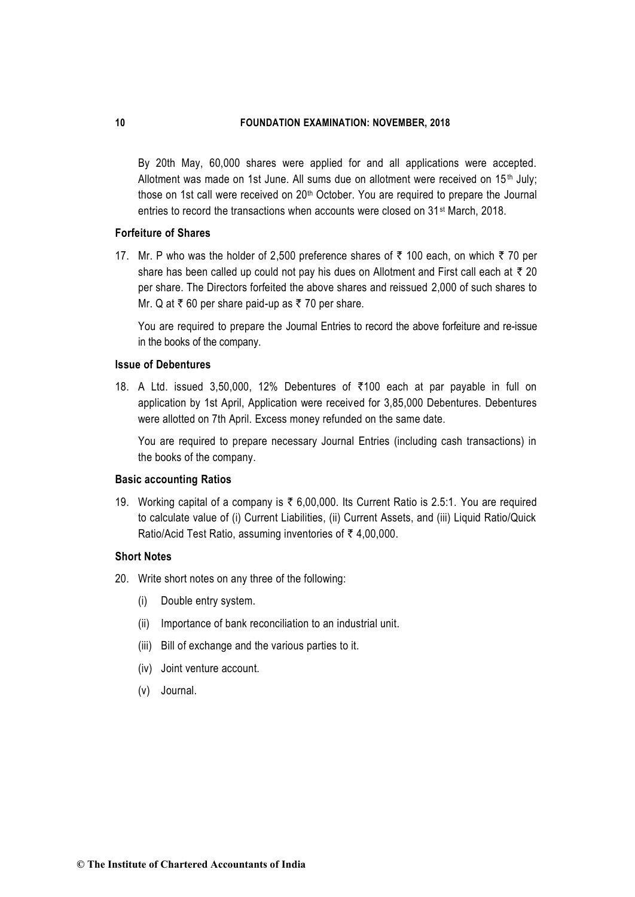By 20th May, 60,000 shares were applied for and all applications were accepted. Allotment was made on 1st June. All sums due on allotment were received on 15th July; those on 1st call were received on 20th October. You are required to prepare the Journal entries to record the transactions when accounts were closed on 31st March, 2018.

### Forfeiture of Shares

17. Mr. P who was the holder of 2,500 preference shares of ₹ 100 each, on which ₹ 70 per share has been called up could not pay his dues on Allotment and First call each at ₹ 20 per share. The Directors forfeited the above shares and reissued 2,000 of such shares to Mr. Q at ₹ 60 per share paid-up as ₹ 70 per share.

    You are required to prepare the Journal Entries to record the above forfeiture and re-issue in the books of the company.

### Issue of Debentures

18. A Ltd. issued 3,50,000, 12% Debentures of ₹100 each at par payable in full on application by 1st April, Application were received for 3,85,000 Debentures. Debentures were allotted on 7th April. Excess money refunded on the same date.

    You are required to prepare necessary Journal Entries (including cash transactions) in the books of the company.

### Basic accounting Ratios

19. Working capital of a company is ₹ 6,00,000. Its Current Ratio is 2.5:1. You are required to calculate value of (i) Current Liabilities, (ii) Current Assets, and (iii) Liquid Ratio/Quick Ratio/Acid Test Ratio, assuming inventories of ₹ 4,00,000.

### Short Notes

20. Write short notes on any three of the following:
    - (i) Double entry system.
    - (ii) Importance of bank reconciliation to an industrial unit.
    - (iii) Bill of exchange and the various parties to it.
    - (iv) Joint venture account.
    - (v) Journal.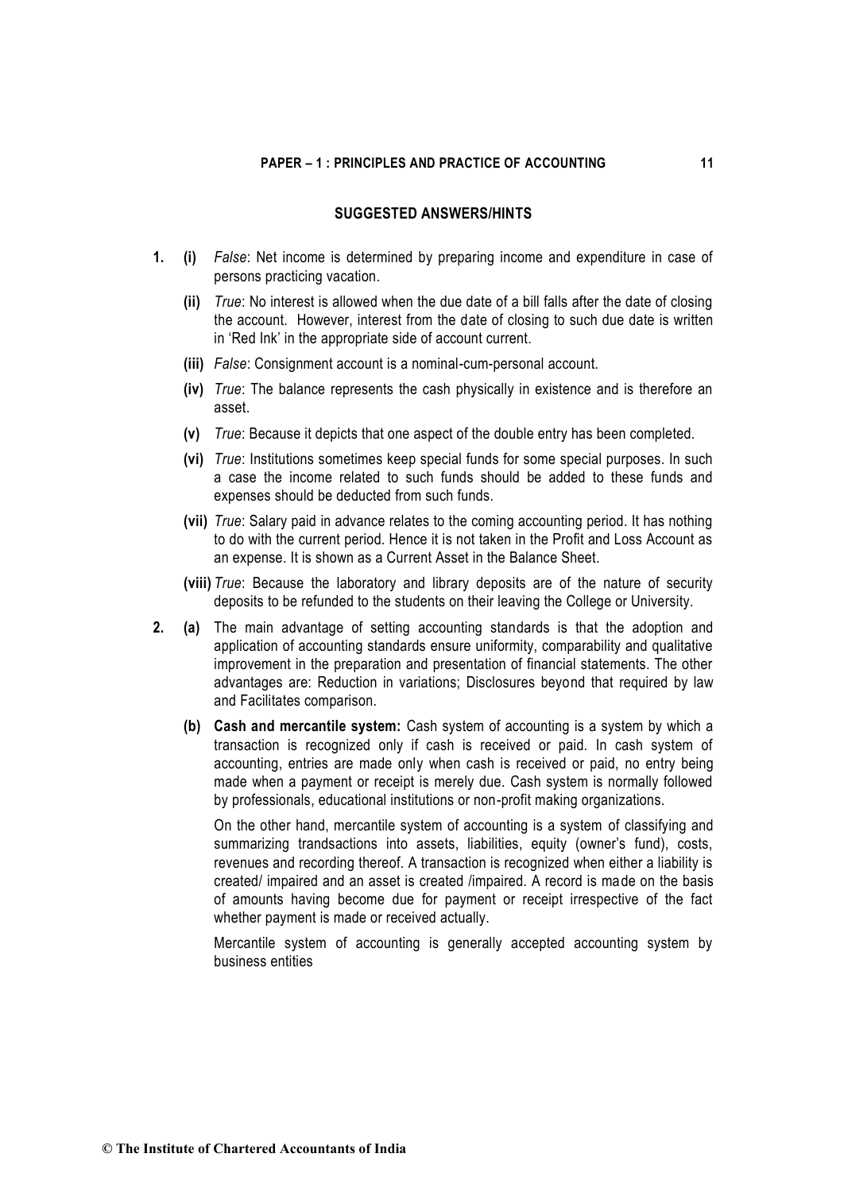## SUGGESTED ANSWERS/HINTS

1. **(i)** *False*: Net income is determined by preparing income and expenditure in case of persons practicing vacation.

   **(ii)** *True*: No interest is allowed when the due date of a bill falls after the date of closing the account. However, interest from the date of closing to such due date is written in 'Red Ink' in the appropriate side of account current.

   **(iii)** *False*: Consignment account is a nominal-cum-personal account.

   **(iv)** *True*: The balance represents the cash physically in existence and is therefore an asset.

   **(v)** *True*: Because it depicts that one aspect of the double entry has been completed.

   **(vi)** *True*: Institutions sometimes keep special funds for some special purposes. In such a case the income related to such funds should be added to these funds and expenses should be deducted from such funds.

   **(vii)** *True*: Salary paid in advance relates to the coming accounting period. It has nothing to do with the current period. Hence it is not taken in the Profit and Loss Account as an expense. It is shown as a Current Asset in the Balance Sheet.

   **(viii)** *True*: Because the laboratory and library deposits are of the nature of security deposits to be refunded to the students on their leaving the College or University.

2. **(a)** The main advantage of setting accounting standards is that the adoption and application of accounting standards ensure uniformity, comparability and qualitative improvement in the preparation and presentation of financial statements. The other advantages are: Reduction in variations; Disclosures beyond that required by law and Facilitates comparison.

   **(b)** **Cash and mercantile system:** Cash system of accounting is a system by which a transaction is recognized only if cash is received or paid. In cash system of accounting, entries are made only when cash is received or paid, no entry being made when a payment or receipt is merely due. Cash system is normally followed by professionals, educational institutions or non-profit making organizations.

   On the other hand, mercantile system of accounting is a system of classifying and summarizing trandsactions into assets, liabilities, equity (owner's fund), costs, revenues and recording thereof. A transaction is recognized when either a liability is created/ impaired and an asset is created /impaired. A record is made on the basis of amounts having become due for payment or receipt irrespective of the fact whether payment is made or received actually.

   Mercantile system of accounting is generally accepted accounting system by business entities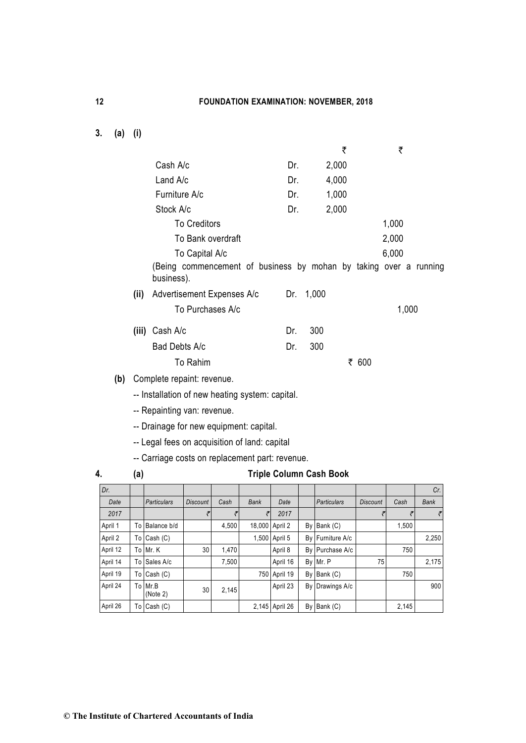**3. (a) (i)**

| | | ₹ | ₹ |
|---|---|---|---|
| Cash A/c | Dr. | 2,000 | |
| Land A/c | Dr. | 4,000 | |
| Furniture A/c | Dr. | 1,000 | |
| Stock A/c | Dr. | 2,000 | |
| To Creditors | | | 1,000 |
| To Bank overdraft | | | 2,000 |
| To Capital A/c | | | 6,000 |

(Being commencement of business by mohan by taking over a running business).

**(ii)**

| | | | |
|---|---|---|---|
| Advertisement Expenses A/c | Dr. | 1,000 | |
| To Purchases A/c | | | 1,000 |

**(iii)**

| | | | |
|---|---|---|---|
| Cash A/c | Dr. | 300 | |
| Bad Debts A/c | Dr. | 300 | |
| To Rahim | | | ₹ 600 |

**(b)** Complete repaint: revenue.

-- Installation of new heating system: capital.

-- Repainting van: revenue.

-- Drainage for new equipment: capital.

-- Legal fees on acquisition of land: capital

-- Carriage costs on replacement part: revenue.

**4. (a) Triple Column Cash Book**

| Dr. | | | | | | | | | | | Cr. |
|---|---|---|---|---|---|---|---|---|---|---|---|
| *Date* | | *Particulars* | *Discount* | *Cash* | *Bank* | *Date* | | *Particulars* | *Discount* | *Cash* | *Bank* |
| *2017* | | | ₹ | ₹ | ₹ | *2017* | | | ₹ | ₹ | ₹ |
| April 1 | To | Balance b/d | | 4,500 | 18,000 | April 2 | By | Bank (C) | | 1,500 | |
| April 2 | To | Cash (C) | | | 1,500 | April 5 | By | Furniture A/c | | | 2,250 |
| April 12 | To | Mr. K | 30 | 1,470 | | April 8 | By | Purchase A/c | | 750 | |
| April 14 | To | Sales A/c | | 7,500 | | April 16 | By | Mr. P | 75 | | 2,175 |
| April 19 | To | Cash (C) | | | 750 | April 19 | By | Bank (C) | | 750 | |
| April 24 | To | Mr.B (Note 2) | 30 | 2,145 | | April 23 | By | Drawings A/c | | | 900 |
| April 26 | To | Cash (C) | | | 2,145 | April 26 | By | Bank (C) | | 2,145 | |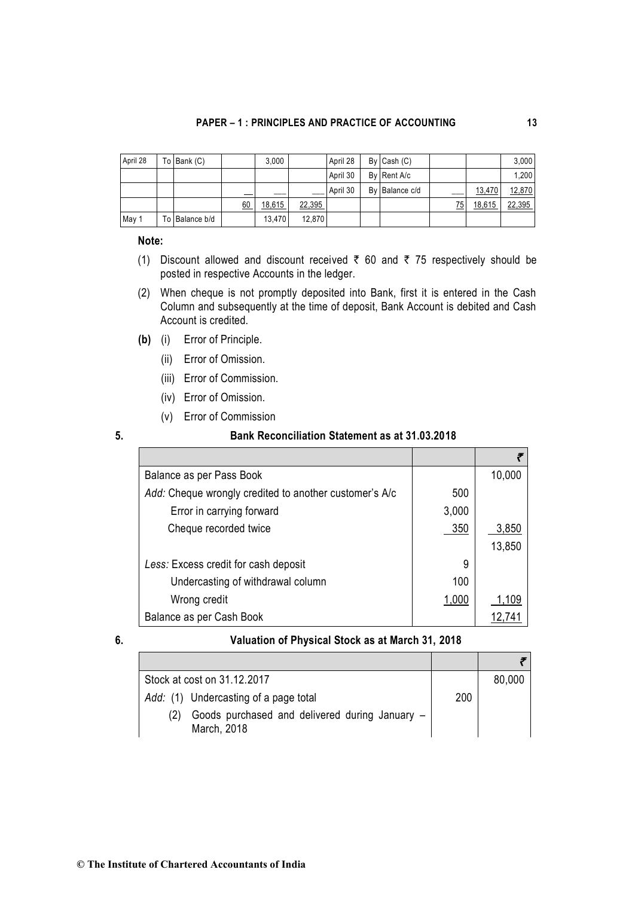| April 28 | To | Bank (C) | | 3,000 | | April 28 | By | Cash (C) | | | 3,000 |
|---|---|---|---|---|---|---|---|---|---|---|---|
| | | | | | | April 30 | By | Rent A/c | | | 1,200 |
| | | | ___ | ___ | ___ | April 30 | By | Balance c/d | ___ | 13,470 | 12,870 |
| | | | 60 | 18,615 | 22,395 | | | | 75 | 18,615 | 22,395 |
| May 1 | To | Balance b/d | | 13,470 | 12,870 | | | | | | |

**Note:**

(1) Discount allowed and discount received ₹ 60 and ₹ 75 respectively should be posted in respective Accounts in the ledger.

(2) When cheque is not promptly deposited into Bank, first it is entered in the Cash Column and subsequently at the time of deposit, Bank Account is debited and Cash Account is credited.

**(b)** (i) Error of Principle.

(ii) Error of Omission.

(iii) Error of Commission.

(iv) Error of Omission.

(v) Error of Commission

**5.** **Bank Reconciliation Statement as at 31.03.2018**

| | | ₹ |
|---|---|---|
| Balance as per Pass Book | | 10,000 |
| *Add:* Cheque wrongly credited to another customer's A/c | 500 | |
| Error in carrying forward | 3,000 | |
| Cheque recorded twice | 350 | 3,850 |
| | | 13,850 |
| *Less:* Excess credit for cash deposit | 9 | |
| Undercasting of withdrawal column | 100 | |
| Wrong credit | 1,000 | 1,109 |
| Balance as per Cash Book | | 12,741 |

**6.** **Valuation of Physical Stock as at March 31, 2018**

| | | ₹ |
|---|---|---|
| Stock at cost on 31.12.2017 | | 80,000 |
| *Add:* (1) Undercasting of a page total | 200 | |
| (2) Goods purchased and delivered during January – March, 2018 | | |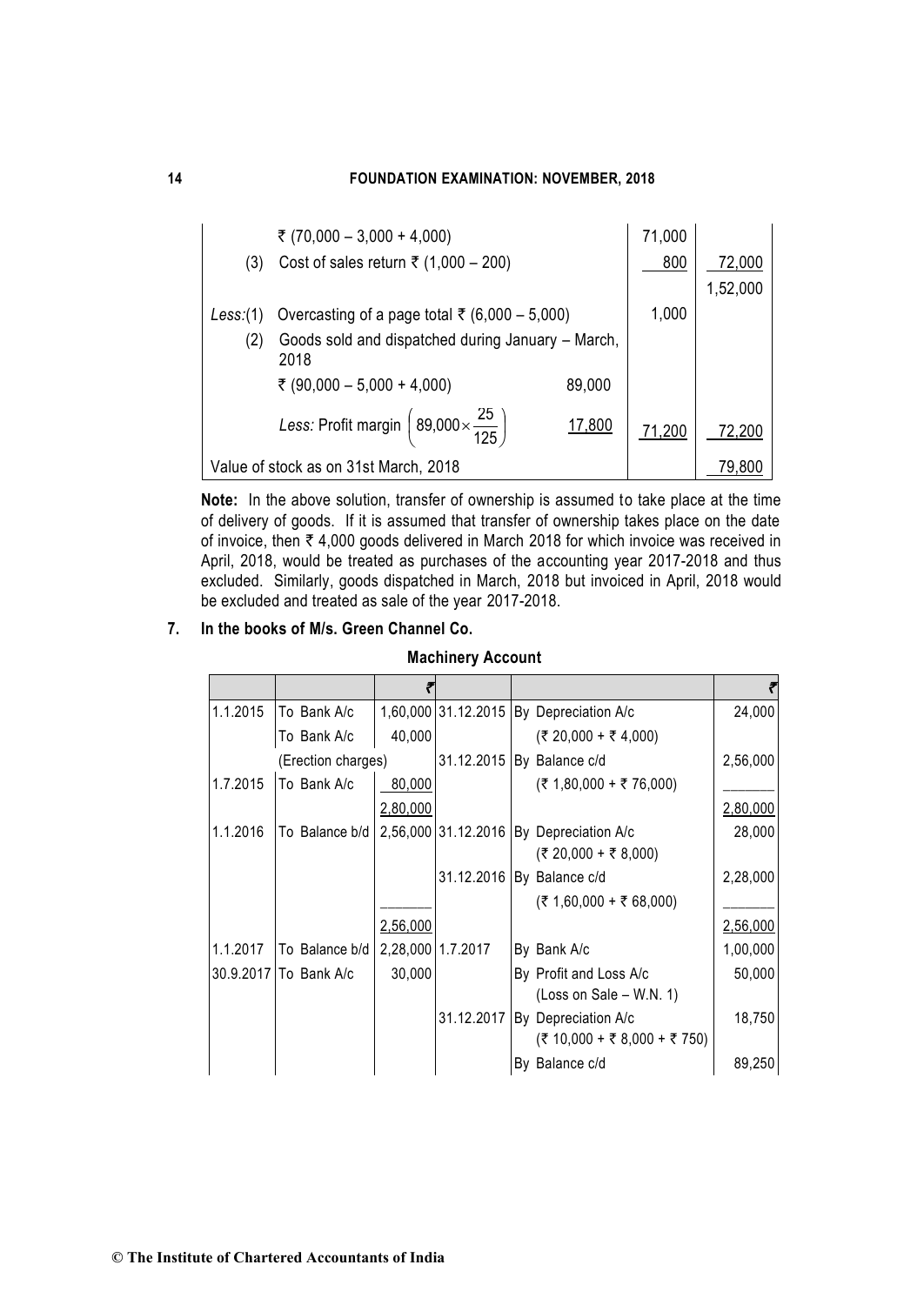| | | | |
|---|---|---|---|
| | ₹ (70,000 – 3,000 + 4,000) | 71,000 | |
| (3) | Cost of sales return ₹ (1,000 – 200) | 800 | 72,000 |
| | | | 1,52,000 |
| *Less:*(1) | Overcasting of a page total ₹ (6,000 – 5,000) | 1,000 | |
| (2) | Goods sold and dispatched during January – March, 2018 | | |
| | ₹ (90,000 – 5,000 + 4,000) 89,000 | | |
| | *Less:* Profit margin $\left(89{,}000 \times \frac{25}{125}\right)$ 17,800 | 71,200 | 72,200 |
| Value of stock as on 31st March, 2018 | | | 79,800 |

**Note:** In the above solution, transfer of ownership is assumed to take place at the time of delivery of goods. If it is assumed that transfer of ownership takes place on the date of invoice, then ₹ 4,000 goods delivered in March 2018 for which invoice was received in April, 2018, would be treated as purchases of the accounting year 2017-2018 and thus excluded. Similarly, goods dispatched in March, 2018 but invoiced in April, 2018 would be excluded and treated as sale of the year 2017-2018.

**7. In the books of M/s. Green Channel Co.**

**Machinery Account**

| | | ₹ | | | ₹ |
|---|---|---|---|---|---|
| 1.1.2015 | To Bank A/c | 1,60,000 | 31.12.2015 | By Depreciation A/c | 24,000 |
| | To Bank A/c | 40,000 | | (₹ 20,000 + ₹ 4,000) | |
| | (Erection charges) | | 31.12.2015 | By Balance c/d | 2,56,000 |
| 1.7.2015 | To Bank A/c | 80,000 | | (₹ 1,80,000 + ₹ 76,000) | |
| | | 2,80,000 | | | 2,80,000 |
| 1.1.2016 | To Balance b/d | 2,56,000 | 31.12.2016 | By Depreciation A/c | 28,000 |
| | | | | (₹ 20,000 + ₹ 8,000) | |
| | | | 31.12.2016 | By Balance c/d | 2,28,000 |
| | | | | (₹ 1,60,000 + ₹ 68,000) | |
| | | 2,56,000 | | | 2,56,000 |
| 1.1.2017 | To Balance b/d | 2,28,000 | 1.7.2017 | By Bank A/c | 1,00,000 |
| 30.9.2017 | To Bank A/c | 30,000 | | By Profit and Loss A/c | 50,000 |
| | | | | (Loss on Sale – W.N. 1) | |
| | | | 31.12.2017 | By Depreciation A/c | 18,750 |
| | | | | (₹ 10,000 + ₹ 8,000 + ₹ 750) | |
| | | | | By Balance c/d | 89,250 |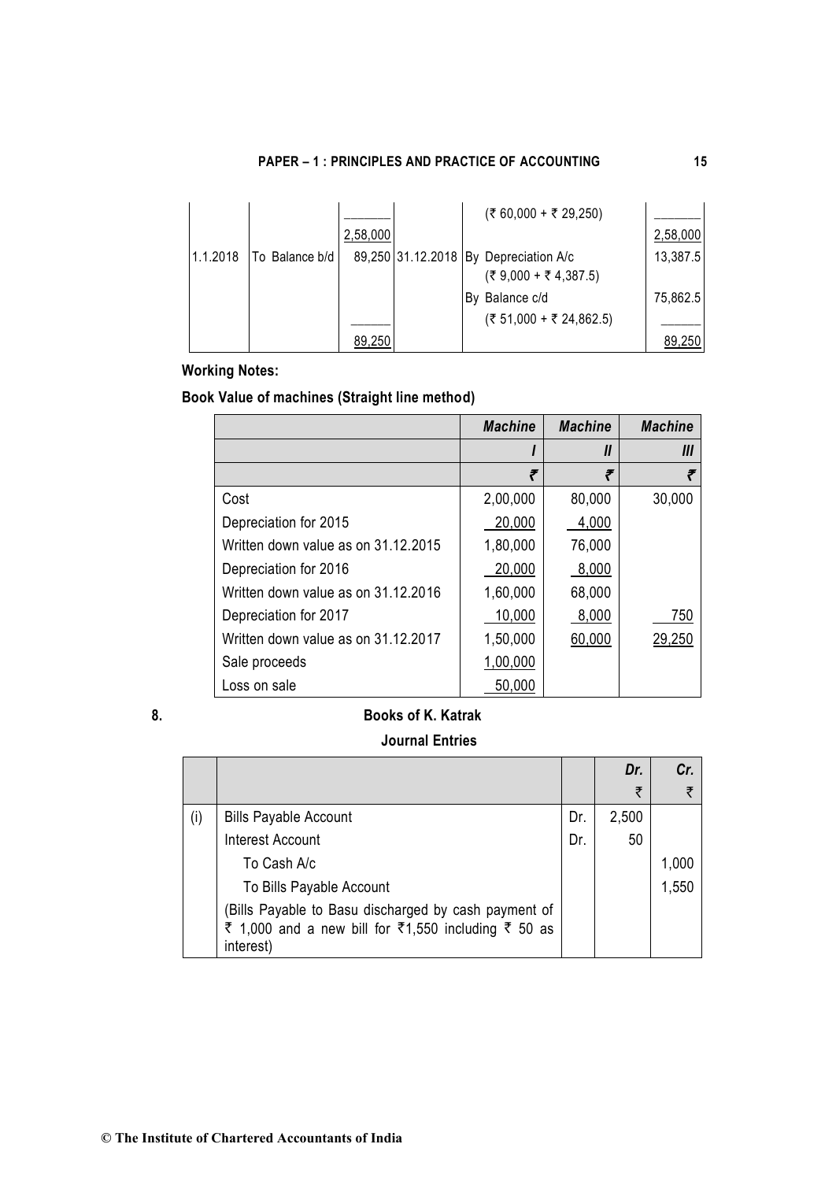|  |  |  |  | (₹ 60,000 + ₹ 29,250) |  |
|---|---|---|---|---|---|
|  |  | 2,58,000 |  |  | 2,58,000 |
| 1.1.2018 | To Balance b/d | 89,250 | 31.12.2018 | By Depreciation A/c (₹ 9,000 + ₹ 4,387.5) | 13,387.5 |
|  |  |  |  | By Balance c/d (₹ 51,000 + ₹ 24,862.5) | 75,862.5 |
|  |  | 89,250 |  |  | 89,250 |

**Working Notes:**

**Book Value of machines (Straight line method)**

|  | *Machine* | *Machine* | *Machine* |
|---|---|---|---|
|  | *I* | *II* | *III* |
|  | ₹ | ₹ | ₹ |
| Cost | 2,00,000 | 80,000 | 30,000 |
| Depreciation for 2015 | 20,000 | 4,000 |  |
| Written down value as on 31.12.2015 | 1,80,000 | 76,000 |  |
| Depreciation for 2016 | 20,000 | 8,000 |  |
| Written down value as on 31.12.2016 | 1,60,000 | 68,000 |  |
| Depreciation for 2017 | 10,000 | 8,000 | 750 |
| Written down value as on 31.12.2017 | 1,50,000 | 60,000 | 29,250 |
| Sale proceeds | 1,00,000 |  |  |
| Loss on sale | 50,000 |  |  |

8. **Books of K. Katrak**

**Journal Entries**

|  |  |  | *Dr.* ₹ | *Cr.* ₹ |
|---|---|---|---|---|
| (i) | Bills Payable Account | Dr. | 2,500 |  |
|  | Interest Account | Dr. | 50 |  |
|  | To Cash A/c |  |  | 1,000 |
|  | To Bills Payable Account |  |  | 1,550 |
|  | (Bills Payable to Basu discharged by cash payment of ₹ 1,000 and a new bill for ₹1,550 including ₹ 50 as interest) |  |  |  |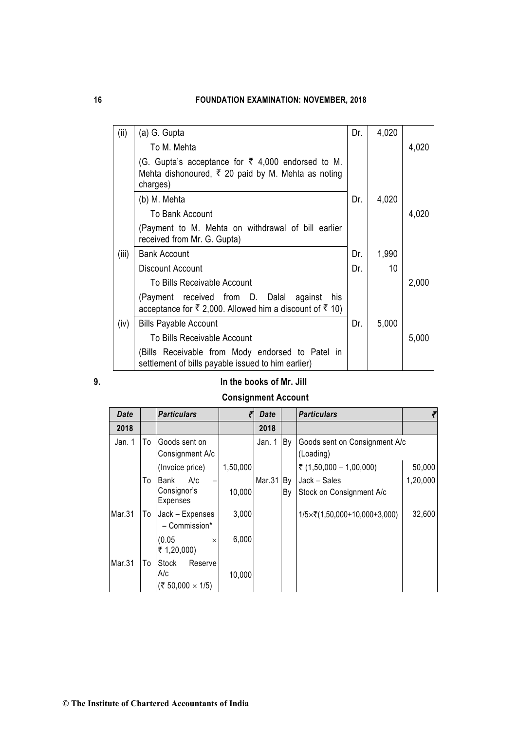| | | | | |
|---|---|---|---|---|
| (ii) | (a) G. Gupta | Dr. | 4,020 | |
| | To M. Mehta | | | 4,020 |
| | (G. Gupta's acceptance for ₹ 4,000 endorsed to M. Mehta dishonoured, ₹ 20 paid by M. Mehta as noting charges) | | | |
| | (b) M. Mehta | Dr. | 4,020 | |
| | To Bank Account | | | 4,020 |
| | (Payment to M. Mehta on withdrawal of bill earlier received from Mr. G. Gupta) | | | |
| (iii) | Bank Account | Dr. | 1,990 | |
| | Discount Account | Dr. | 10 | |
| | To Bills Receivable Account | | | 2,000 |
| | (Payment received from D. Dalal against his acceptance for ₹ 2,000. Allowed him a discount of ₹ 10) | | | |
| (iv) | Bills Payable Account | Dr. | 5,000 | |
| | To Bills Receivable Account | | | 5,000 |
| | (Bills Receivable from Mody endorsed to Patel in settlement of bills payable issued to him earlier) | | | |

**9.**

**In the books of Mr. Jill**

**Consignment Account**

| *Date* | | *Particulars* | ₹ | *Date* | | *Particulars* | ₹ |
|---|---|---|---|---|---|---|---|
| **2018** | | | | **2018** | | | |
| Jan. 1 | To | Goods sent on Consignment A/c | | Jan. 1 | By | Goods sent on Consignment A/c (Loading) | |
| | | (Invoice price) | 1,50,000 | | | ₹ (1,50,000 – 1,00,000) | 50,000 |
| | To | Bank A/c – Consignor's Expenses | 10,000 | Mar.31 | By | Jack – Sales | 1,20,000 |
| Mar.31 | To | Jack – Expenses | 3,000 | | By | Stock on Consignment A/c | |
| | | – Commission* | | | | 1/5×₹(1,50,000+10,000+3,000) | 32,600 |
| | | (0.05 × ₹ 1,20,000) | 6,000 | | | | |
| Mar.31 | To | Stock Reserve A/c | | | | | |
| | | (₹ 50,000 × 1/5) | 10,000 | | | | |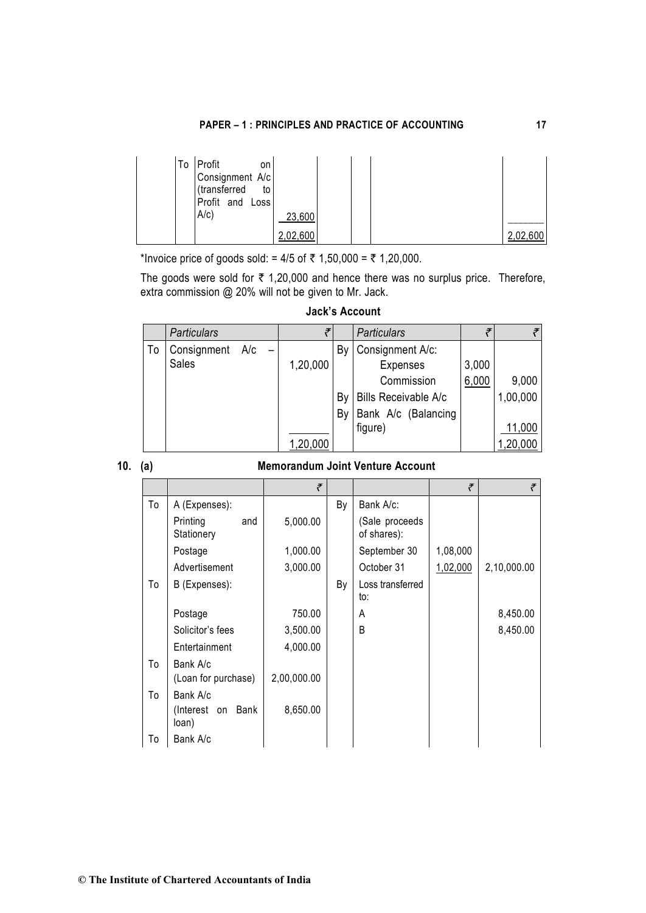| | | | | | | |
|---|---|---|---|---|---|---|
| | To | Profit on Consignment A/c (transferred to Profit and Loss A/c) | 23,600 | | | |
| | | | 2,02,600 | | | 2,02,600 |

*Invoice price of goods sold: = 4/5 of ₹ 1,50,000 = ₹ 1,20,000.

The goods were sold for ₹ 1,20,000 and hence there was no surplus price. Therefore, extra commission @ 20% will not be given to Mr. Jack.

**Jack's Account**

| | *Particulars* | ₹ | | *Particulars* | ₹ | ₹ |
|---|---|---|---|---|---|---|
| To | Consignment A/c – Sales | 1,20,000 | By | Consignment A/c: | | |
| | | | | Expenses | 3,000 | |
| | | | | Commission | 6,000 | 9,000 |
| | | | By | Bills Receivable A/c | | 1,00,000 |
| | | | By | Bank A/c (Balancing figure) | | 11,000 |
| | | 1,20,000 | | | | 1,20,000 |

**10. (a) Memorandum Joint Venture Account**

| | | ₹ | | | ₹ | ₹ |
|---|---|---|---|---|---|---|
| To | A (Expenses): | | By | Bank A/c: | | |
| | Printing and Stationery | 5,000.00 | | (Sale proceeds of shares): | | |
| | Postage | 1,000.00 | | September 30 | 1,08,000 | |
| | Advertisement | 3,000.00 | | October 31 | 1,02,000 | 2,10,000.00 |
| To | B (Expenses): | | By | Loss transferred to: | | |
| | Postage | 750.00 | | A | | 8,450.00 |
| | Solicitor's fees | 3,500.00 | | B | | 8,450.00 |
| | Entertainment | 4,000.00 | | | | |
| To | Bank A/c (Loan for purchase) | 2,00,000.00 | | | | |
| To | Bank A/c (Interest on Bank loan) | 8,650.00 | | | | |
| To | Bank A/c | | | | | |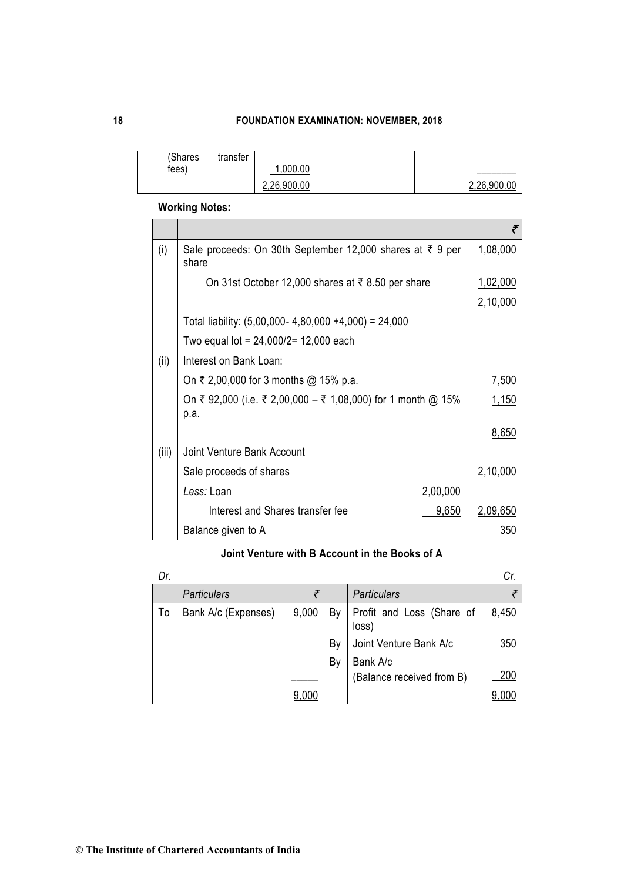| | (Shares transfer fees) | 1,000.00 | | | | |
|---|---|---|---|---|---|---|
| | | 2,26,900.00 | | | | 2,26,900.00 |

**Working Notes:**

| | | | ₹ |
|---|---|---|---|
| (i) | Sale proceeds: On 30th September 12,000 shares at ₹ 9 per share | | 1,08,000 |
| | On 31st October 12,000 shares at ₹ 8.50 per share | | 1,02,000 |
| | | | 2,10,000 |
| | Total liability: (5,00,000- 4,80,000 +4,000) = 24,000 | | |
| | Two equal lot = 24,000/2= 12,000 each | | |
| (ii) | Interest on Bank Loan: | | |
| | On ₹ 2,00,000 for 3 months @ 15% p.a. | | 7,500 |
| | On ₹ 92,000 (i.e. ₹ 2,00,000 – ₹ 1,08,000) for 1 month @ 15% p.a. | | 1,150 |
| | | | 8,650 |
| (iii) | Joint Venture Bank Account | | |
| | Sale proceeds of shares | | 2,10,000 |
| | *Less:* Loan | 2,00,000 | |
| | Interest and Shares transfer fee | 9,650 | 2,09,650 |
| | Balance given to A | | 350 |

**Joint Venture with B Account in the Books of A**

| *Dr.* | | | | | *Cr.* |
|---|---|---|---|---|---|
| | *Particulars* | ₹ | | *Particulars* | ₹ |
| To | Bank A/c (Expenses) | 9,000 | By | Profit and Loss (Share of loss) | 8,450 |
| | | | By | Joint Venture Bank A/c | 350 |
| | | | By | Bank A/c (Balance received from B) | 200 |
| | | 9,000 | | | 9,000 |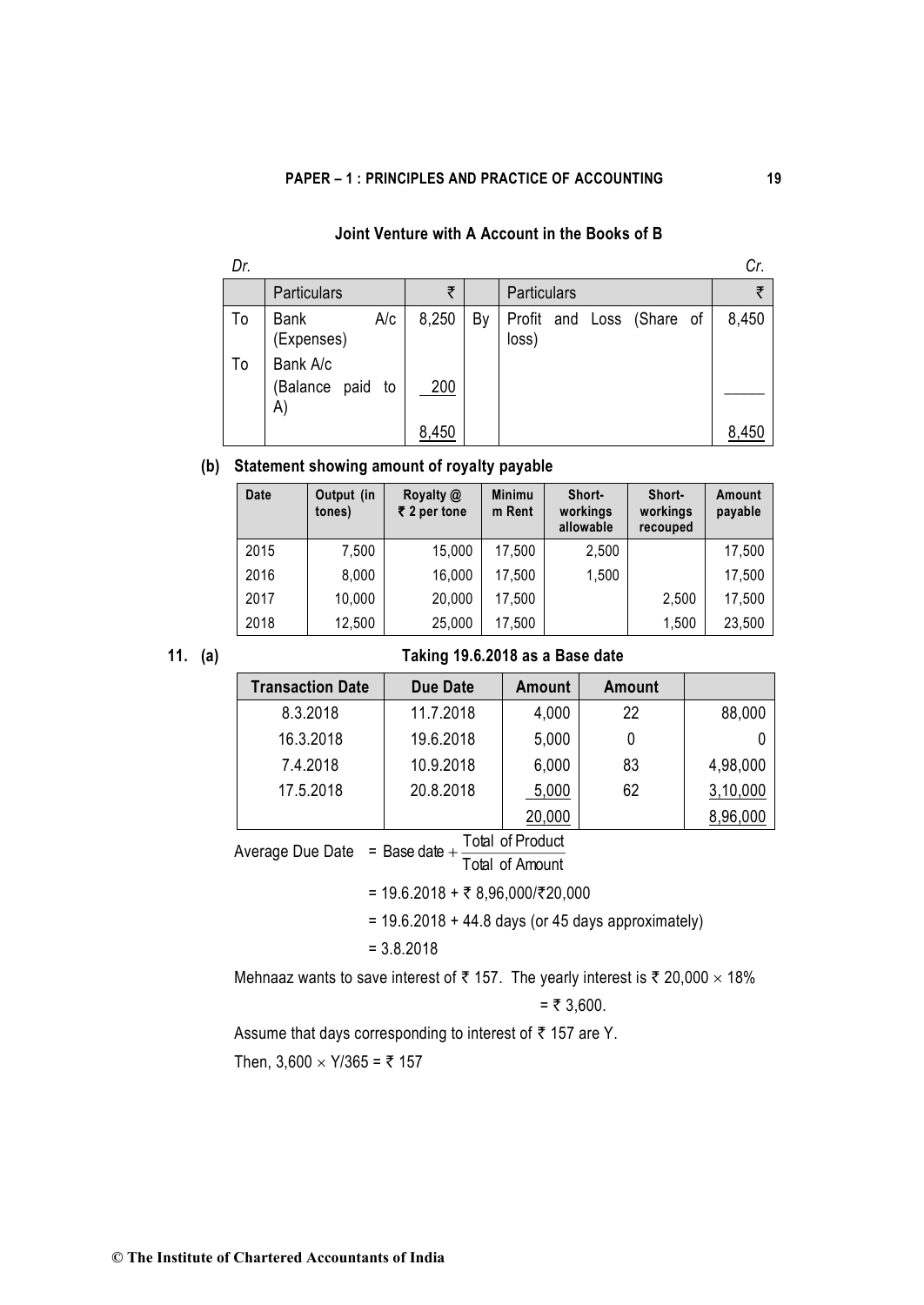**Joint Venture with A Account in the Books of B**

*Dr.* *Cr.*

| | Particulars | ₹ | | Particulars | ₹ |
|---|---|---|---|---|---|
| To | Bank A/c (Expenses) | 8,250 | By | Profit and Loss (Share of loss) | 8,450 |
| To | Bank A/c (Balance paid to A) | 200 | | | |
| | | 8,450 | | | 8,450 |

**(b) Statement showing amount of royalty payable**

| Date | Output (in tones) | Royalty @ ₹ 2 per tone | Minimum Rent | Short-workings allowable | Short-workings recouped | Amount payable |
|---|---|---|---|---|---|---|
| 2015 | 7,500 | 15,000 | 17,500 | 2,500 | | 17,500 |
| 2016 | 8,000 | 16,000 | 17,500 | 1,500 | | 17,500 |
| 2017 | 10,000 | 20,000 | 17,500 | | 2,500 | 17,500 |
| 2018 | 12,500 | 25,000 | 17,500 | | 1,500 | 23,500 |

**11. (a) Taking 19.6.2018 as a Base date**

| Transaction Date | Due Date | Amount | Amount | |
|---|---|---|---|---|
| 8.3.2018 | 11.7.2018 | 4,000 | 22 | 88,000 |
| 16.3.2018 | 19.6.2018 | 5,000 | 0 | 0 |
| 7.4.2018 | 10.9.2018 | 6,000 | 83 | 4,98,000 |
| 17.5.2018 | 20.8.2018 | 5,000 | 62 | 3,10,000 |
| | | 20,000 | | 8,96,000 |

Average Due Date $= \text{Base date} + \dfrac{\text{Total of Product}}{\text{Total of Amount}}$

= 19.6.2018 + ₹ 8,96,000/₹20,000

= 19.6.2018 + 44.8 days (or 45 days approximately)

= 3.8.2018

Mehnaaz wants to save interest of ₹ 157. The yearly interest is ₹ 20,000 $\times$ 18%

= ₹ 3,600.

Assume that days corresponding to interest of ₹ 157 are Y.

Then, 3,600 $\times$ Y/365 = ₹ 157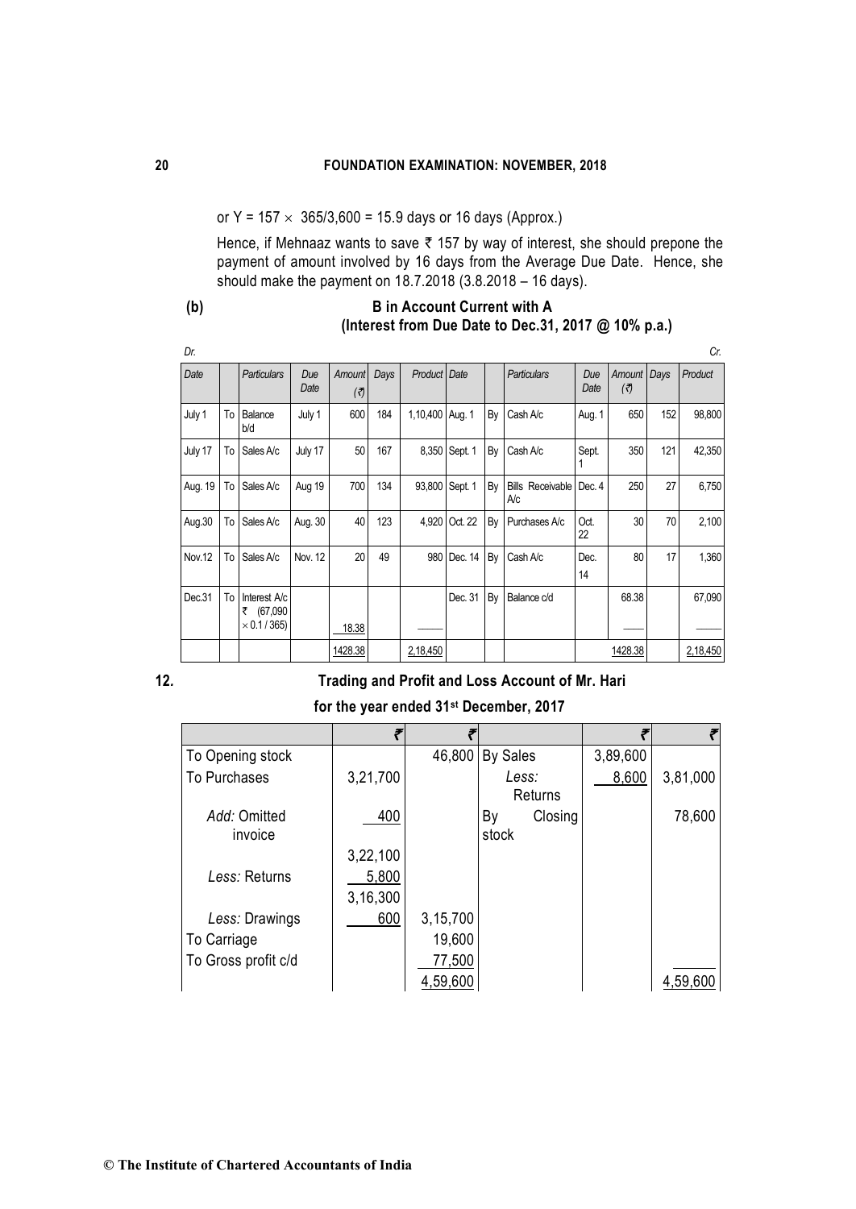or $Y = 157 \times 365/3,600 = 15.9$ days or 16 days (Approx.)

Hence, if Mehnaaz wants to save ₹ 157 by way of interest, she should prepone the payment of amount involved by 16 days from the Average Due Date. Hence, she should make the payment on 18.7.2018 (3.8.2018 – 16 days).

**(b) B in Account Current with A**
**(Interest from Due Date to Dec.31, 2017 @ 10% p.a.)**

Dr. Cr.

| Date | | Particulars | Due Date | Amount (₹) | Days | Product | Date | | Particulars | Due Date | Amount (₹) | Days | Product |
|---|---|---|---|---|---|---|---|---|---|---|---|---|---|
| July 1 | To | Balance b/d | July 1 | 600 | 184 | 1,10,400 | Aug. 1 | By | Cash A/c | Aug. 1 | 650 | 152 | 98,800 |
| July 17 | To | Sales A/c | July 17 | 50 | 167 | 8,350 | Sept. 1 | By | Cash A/c | Sept. 1 | 350 | 121 | 42,350 |
| Aug. 19 | To | Sales A/c | Aug 19 | 700 | 134 | 93,800 | Sept. 1 | By | Bills Receivable A/c | Dec. 4 | 250 | 27 | 6,750 |
| Aug.30 | To | Sales A/c | Aug. 30 | 40 | 123 | 4,920 | Oct. 22 | By | Purchases A/c | Oct. 22 | 30 | 70 | 2,100 |
| Nov.12 | To | Sales A/c | Nov. 12 | 20 | 49 | 980 | Dec. 14 | By | Cash A/c | Dec. 14 | 80 | 17 | 1,360 |
| Dec.31 | To | Interest A/c ₹ (67,090 × 0.1 / 365) | | 18.38 | | | Dec. 31 | By | Balance c/d | | 68.38 | | 67,090 |
| | | | | 1428.38 | | 2,18,450 | | | | | 1428.38 | | 2,18,450 |

**12. Trading and Profit and Loss Account of Mr. Hari**
**for the year ended 31st December, 2017**

| | ₹ | ₹ | | ₹ | ₹ |
|---|---|---|---|---|---|
| To Opening stock | | 46,800 | By Sales | 3,89,600 | |
| To Purchases | 3,21,700 | | *Less:* Returns | 8,600 | 3,81,000 |
| *Add:* Omitted invoice | 400 | | By Closing stock | | 78,600 |
| | 3,22,100 | | | | |
| *Less:* Returns | 5,800 | | | | |
| | 3,16,300 | | | | |
| *Less:* Drawings | 600 | 3,15,700 | | | |
| To Carriage | | 19,600 | | | |
| To Gross profit c/d | | 77,500 | | | |
| | | 4,59,600 | | | 4,59,600 |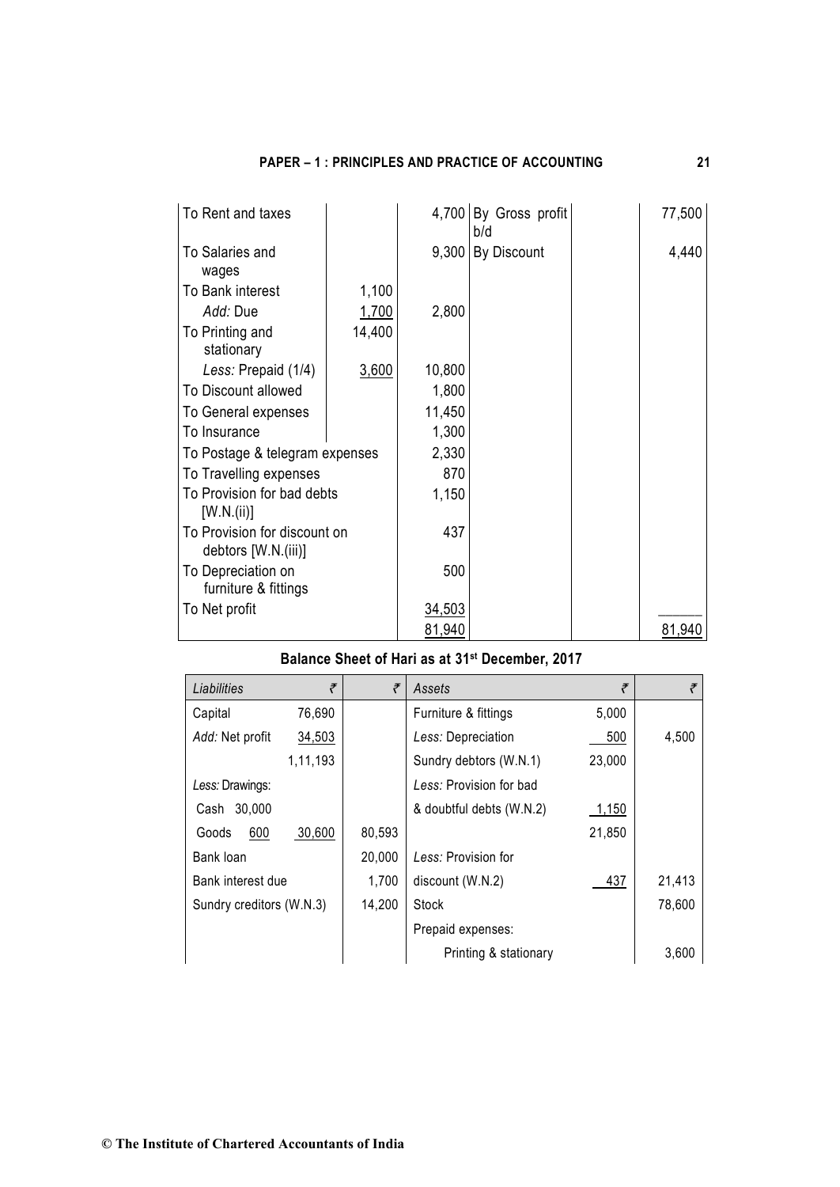| | | ₹ | | | ₹ |
|---|---|---|---|---|---|
| To Rent and taxes | | 4,700 | By Gross profit b/d | | 77,500 |
| To Salaries and wages | | 9,300 | By Discount | | 4,440 |
| To Bank interest | 1,100 | | | | |
| *Add:* Due | 1,700 | 2,800 | | | |
| To Printing and stationary | 14,400 | | | | |
| *Less:* Prepaid (1/4) | 3,600 | 10,800 | | | |
| To Discount allowed | | 1,800 | | | |
| To General expenses | | 11,450 | | | |
| To Insurance | | 1,300 | | | |
| To Postage & telegram expenses | | 2,330 | | | |
| To Travelling expenses | | 870 | | | |
| To Provision for bad debts [W.N.(ii)] | | 1,150 | | | |
| To Provision for discount on debtors [W.N.(iii)] | | 437 | | | |
| To Depreciation on furniture & fittings | | 500 | | | |
| To Net profit | | 34,503 | | | |
| | | 81,940 | | | 81,940 |

**Balance Sheet of Hari as at 31st December, 2017**

| *Liabilities* | ₹ | ₹ | *Assets* | ₹ | ₹ |
|---|---|---|---|---|---|
| Capital | 76,690 | | Furniture & fittings | 5,000 | |
| *Add:* Net profit | 34,503 | | *Less:* Depreciation | 500 | 4,500 |
| | 1,11,193 | | Sundry debtors (W.N.1) | 23,000 | |
| *Less:* Drawings: | | | *Less:* Provision for bad | | |
| Cash 30,000 | | | & doubtful debts (W.N.2) | 1,150 | |
| Goods 600 | 30,600 | 80,593 | | 21,850 | |
| Bank loan | | 20,000 | *Less:* Provision for | | |
| Bank interest due | | 1,700 | discount (W.N.2) | 437 | 21,413 |
| Sundry creditors (W.N.3) | | 14,200 | Stock | | 78,600 |
| | | | Prepaid expenses: | | |
| | | | Printing & stationary | | 3,600 |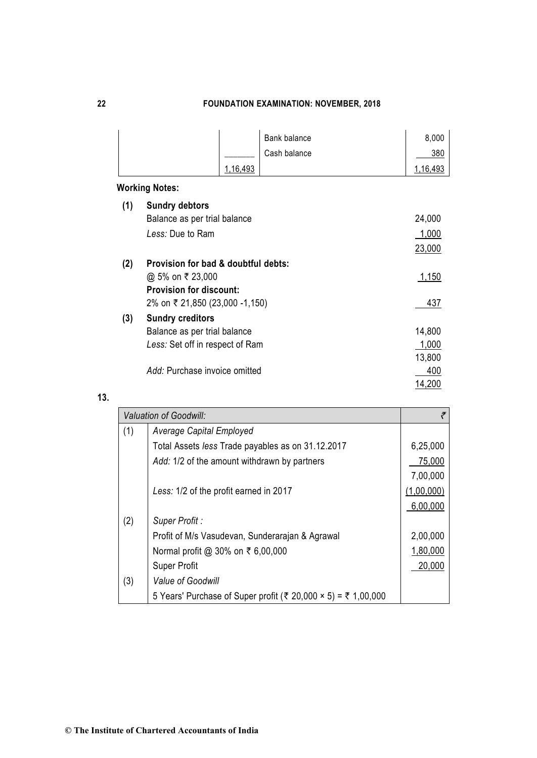| | | | |
|---|---|---|---|
| | | Bank balance | 8,000 |
| | | Cash balance | 380 |
| | 1,16,493 | | 1,16,493 |

**Working Notes:**

**(1) Sundry debtors**

| | |
|---|---|
| Balance as per trial balance | 24,000 |
| *Less:* Due to Ram | 1,000 |
| | 23,000 |

**(2) Provision for bad & doubtful debts:**

| | |
|---|---|
| @ 5% on ₹ 23,000 | 1,150 |
| **Provision for discount:** | |
| 2% on ₹ 21,850 (23,000 -1,150) | 437 |

**(3) Sundry creditors**

| | |
|---|---|
| Balance as per trial balance | 14,800 |
| *Less:* Set off in respect of Ram | 1,000 |
| | 13,800 |
| *Add:* Purchase invoice omitted | 400 |
| | 14,200 |

**13.**

| *Valuation of Goodwill:* | | ₹ |
|---|---|---|
| (1) | *Average Capital Employed* | |
| | Total Assets *less* Trade payables as on 31.12.2017 | 6,25,000 |
| | *Add:* 1/2 of the amount withdrawn by partners | 75,000 |
| | | 7,00,000 |
| | *Less:* 1/2 of the profit earned in 2017 | (1,00,000) |
| | | 6,00,000 |
| (2) | *Super Profit :* | |
| | Profit of M/s Vasudevan, Sunderarajan & Agrawal | 2,00,000 |
| | Normal profit @ 30% on ₹ 6,00,000 | 1,80,000 |
| | Super Profit | 20,000 |
| (3) | *Value of Goodwill* | |
| | 5 Years' Purchase of Super profit (₹ 20,000 × 5) = ₹ 1,00,000 | |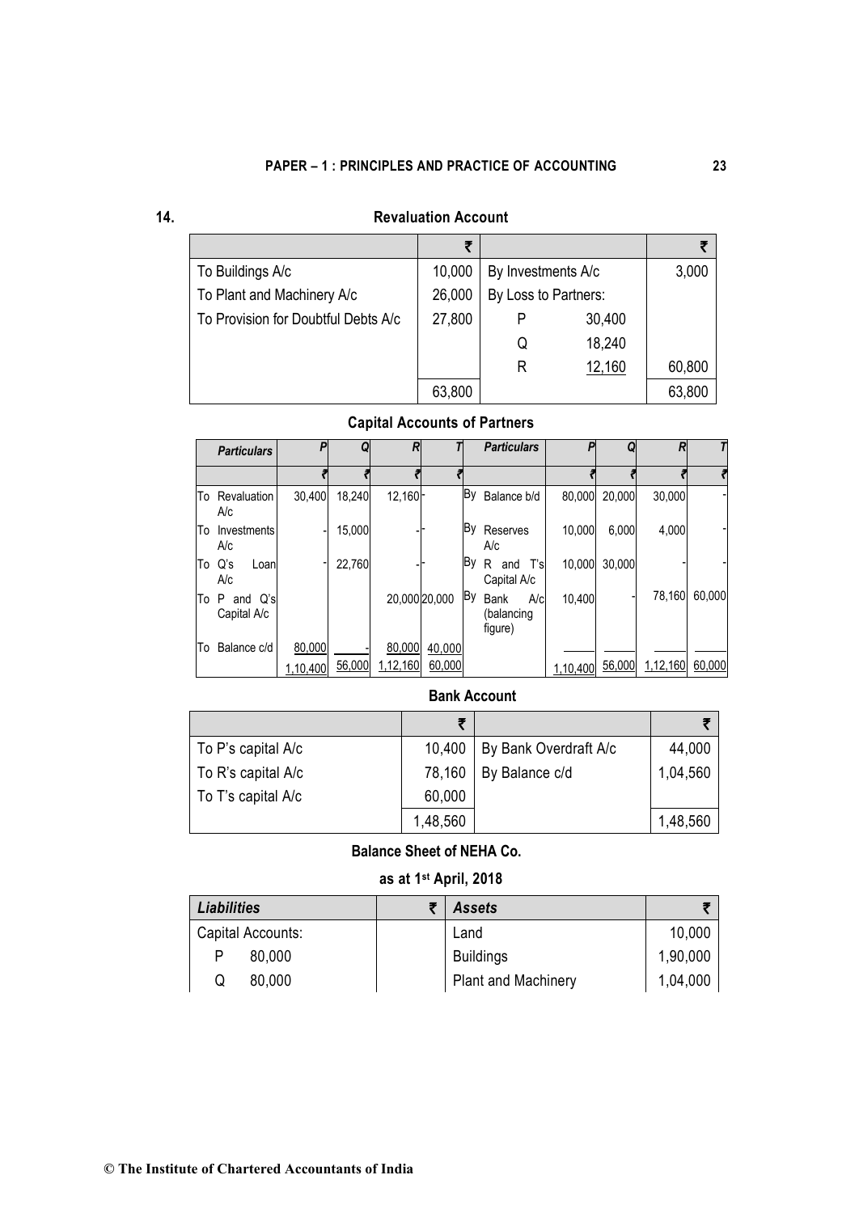**14. Revaluation Account**

| | ₹ | | | ₹ |
|---|---|---|---|---|
| To Buildings A/c | 10,000 | By Investments A/c | | 3,000 |
| To Plant and Machinery A/c | 26,000 | By Loss to Partners: | | |
| To Provision for Doubtful Debts A/c | 27,800 | P | 30,400 | |
| | | Q | 18,240 | |
| | | R | 12,160 | 60,800 |
| | 63,800 | | | 63,800 |

**Capital Accounts of Partners**

| Particulars | P | Q | R | T | Particulars | P | Q | R | T |
|---|---|---|---|---|---|---|---|---|---|
| | ₹ | ₹ | ₹ | ₹ | | ₹ | ₹ | ₹ | ₹ |
| To Revaluation A/c | 30,400 | 18,240 | 12,160 | - | By Balance b/d | 80,000 | 20,000 | 30,000 | - |
| To Investments A/c | - | 15,000 | - | - | By Reserves A/c | 10,000 | 6,000 | 4,000 | - |
| To Q's Loan A/c | - | 22,760 | - | - | By R and T's Capital A/c | 10,000 | 30,000 | - | - |
| To P and Q's Capital A/c | | | 20,000 | 20,000 | By Bank A/c (balancing figure) | 10,400 | - | 78,160 | 60,000 |
| To Balance c/d | 80,000 | - | 80,000 | 40,000 | | | | | |
| | 1,10,400 | 56,000 | 1,12,160 | 60,000 | | 1,10,400 | 56,000 | 1,12,160 | 60,000 |

**Bank Account**

| | ₹ | | ₹ |
|---|---|---|---|
| To P's capital A/c | 10,400 | By Bank Overdraft A/c | 44,000 |
| To R's capital A/c | 78,160 | By Balance c/d | 1,04,560 |
| To T's capital A/c | 60,000 | | |
| | 1,48,560 | | 1,48,560 |

**Balance Sheet of NEHA Co.**

**as at 1st April, 2018**

| Liabilities | ₹ | Assets | ₹ |
|---|---|---|---|
| Capital Accounts: | | Land | 10,000 |
| P 80,000 | | Buildings | 1,90,000 |
| Q 80,000 | | Plant and Machinery | 1,04,000 |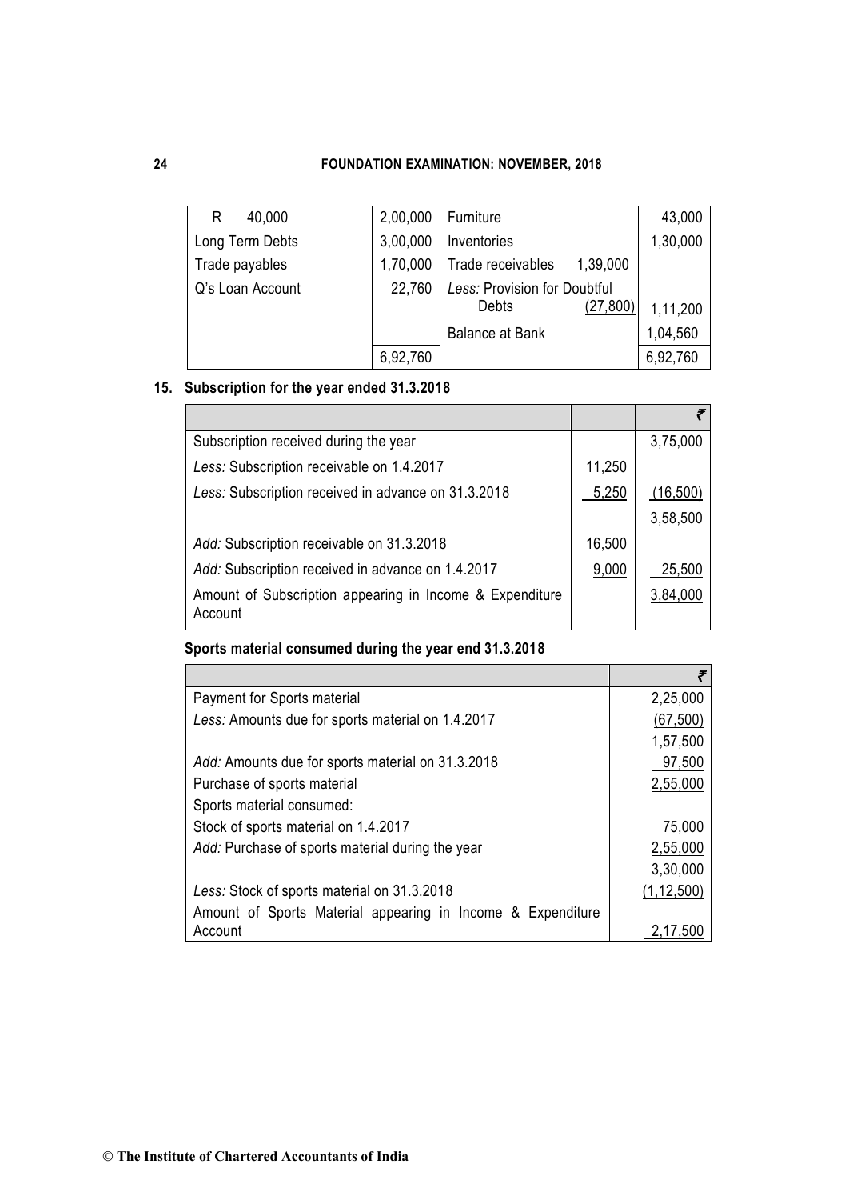| | | | | |
|---|---|---|---|---|
| R 40,000 | 2,00,000 | Furniture | | 43,000 |
| Long Term Debts | 3,00,000 | Inventories | | 1,30,000 |
| Trade payables | 1,70,000 | Trade receivables | 1,39,000 | |
| Q's Loan Account | 22,760 | *Less:* Provision for Doubtful Debts | (27,800) | 1,11,200 |
| | | Balance at Bank | | 1,04,560 |
| | 6,92,760 | | | 6,92,760 |

**15. Subscription for the year ended 31.3.2018**

| | | ₹ |
|---|---|---|
| Subscription received during the year | | 3,75,000 |
| *Less:* Subscription receivable on 1.4.2017 | 11,250 | |
| *Less:* Subscription received in advance on 31.3.2018 | 5,250 | (16,500) |
| | | 3,58,500 |
| *Add:* Subscription receivable on 31.3.2018 | 16,500 | |
| *Add:* Subscription received in advance on 1.4.2017 | 9,000 | 25,500 |
| Amount of Subscription appearing in Income & Expenditure Account | | 3,84,000 |

**Sports material consumed during the year end 31.3.2018**

| | ₹ |
|---|---|
| Payment for Sports material | 2,25,000 |
| *Less:* Amounts due for sports material on 1.4.2017 | (67,500) |
| | 1,57,500 |
| *Add:* Amounts due for sports material on 31.3.2018 | 97,500 |
| Purchase of sports material | 2,55,000 |
| Sports material consumed: | |
| Stock of sports material on 1.4.2017 | 75,000 |
| *Add:* Purchase of sports material during the year | 2,55,000 |
| | 3,30,000 |
| *Less:* Stock of sports material on 31.3.2018 | (1,12,500) |
| Amount of Sports Material appearing in Income & Expenditure Account | 2,17,500 |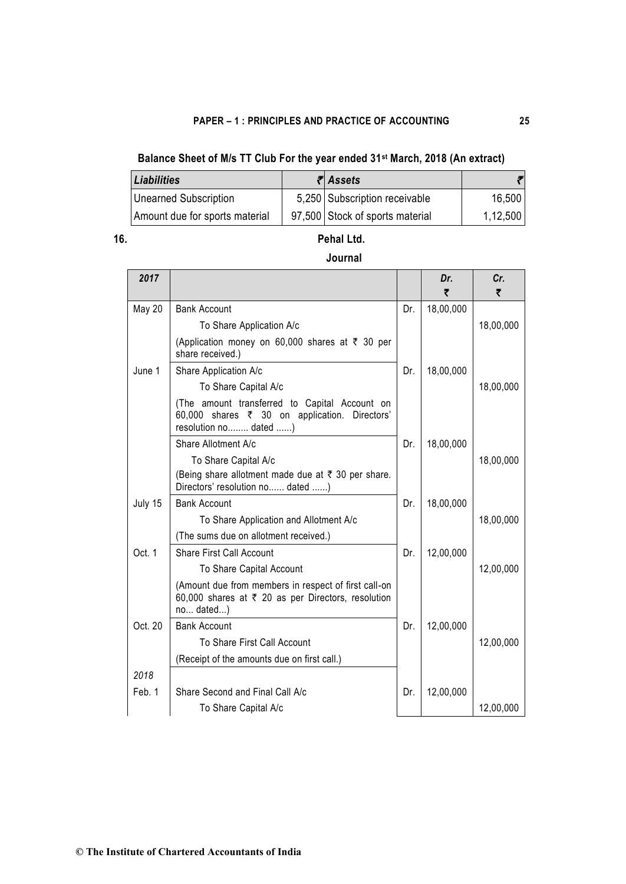**Balance Sheet of M/s TT Club For the year ended 31st March, 2018 (An extract)**

| *Liabilities* | ₹ | *Assets* | ₹ |
|---|---|---|---|
| Unearned Subscription | 5,250 | Subscription receivable | 16,500 |
| Amount due for sports material | 97,500 | Stock of sports material | 1,12,500 |

**16.** **Pehal Ltd.**

**Journal**

| *2017* | | | Dr. ₹ | Cr. ₹ |
|---|---|---|---|---|
| May 20 | Bank Account | Dr. | 18,00,000 | |
| | To Share Application A/c | | | 18,00,000 |
| | (Application money on 60,000 shares at ₹ 30 per share received.) | | | |
| June 1 | Share Application A/c | Dr. | 18,00,000 | |
| | To Share Capital A/c | | | 18,00,000 |
| | (The amount transferred to Capital Account on 60,000 shares ₹ 30 on application. Directors' resolution no........ dated ......) | | | |
| | Share Allotment A/c | Dr. | 18,00,000 | |
| | To Share Capital A/c | | | 18,00,000 |
| | (Being share allotment made due at ₹ 30 per share. Directors' resolution no...... dated ......) | | | |
| July 15 | Bank Account | Dr. | 18,00,000 | |
| | To Share Application and Allotment A/c | | | 18,00,000 |
| | (The sums due on allotment received.) | | | |
| Oct. 1 | Share First Call Account | Dr. | 12,00,000 | |
| | To Share Capital Account | | | 12,00,000 |
| | (Amount due from members in respect of first call-on 60,000 shares at ₹ 20 as per Directors, resolution no... dated...) | | | |
| Oct. 20 | Bank Account | Dr. | 12,00,000 | |
| | To Share First Call Account | | | 12,00,000 |
| | (Receipt of the amounts due on first call.) | | | |
| *2018* | | | | |
| Feb. 1 | Share Second and Final Call A/c | Dr. | 12,00,000 | |
| | To Share Capital A/c | | | 12,00,000 |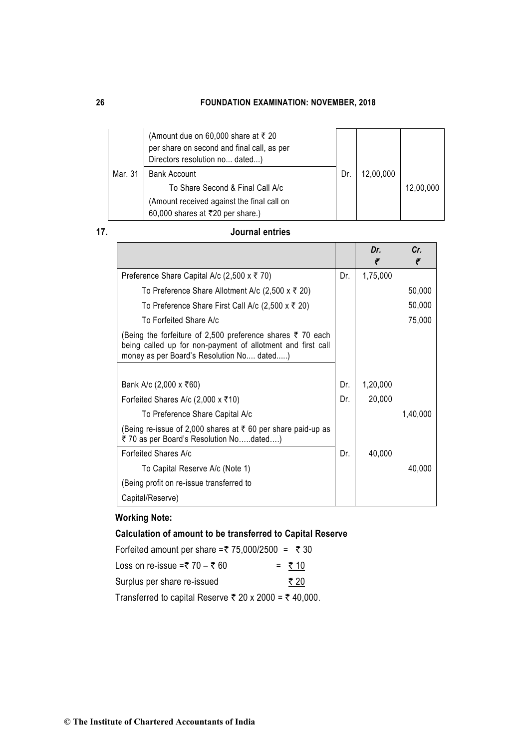| | | | | |
|---|---|---|---|---|
| | (Amount due on 60,000 share at ₹ 20 per share on second and final call, as per Directors resolution no... dated...) | | | |
| Mar. 31 | Bank Account | Dr. | 12,00,000 | |
| | To Share Second & Final Call A/c | | | 12,00,000 |
| | (Amount received against the final call on 60,000 shares at ₹20 per share.) | | | |

**17.** **Journal entries**

| | | Dr. ₹ | Cr. ₹ |
|---|---|---|---|
| Preference Share Capital A/c (2,500 x ₹ 70) | Dr. | 1,75,000 | |
| To Preference Share Allotment A/c (2,500 x ₹ 20) | | | 50,000 |
| To Preference Share First Call A/c (2,500 x ₹ 20) | | | 50,000 |
| To Forfeited Share A/c | | | 75,000 |
| (Being the forfeiture of 2,500 preference shares ₹ 70 each being called up for non-payment of allotment and first call money as per Board's Resolution No.... dated.....) | | | |
| Bank A/c (2,000 x ₹60) | Dr. | 1,20,000 | |
| Forfeited Shares A/c (2,000 x ₹10) | Dr. | 20,000 | |
| To Preference Share Capital A/c | | | 1,40,000 |
| (Being re-issue of 2,000 shares at ₹ 60 per share paid-up as ₹ 70 as per Board's Resolution No.....dated....) | | | |
| Forfeited Shares A/c | Dr. | 40,000 | |
| To Capital Reserve A/c (Note 1) | | | 40,000 |
| (Being profit on re-issue transferred to Capital/Reserve) | | | |

**Working Note:**

**Calculation of amount to be transferred to Capital Reserve**

Forfeited amount per share =₹ 75,000/2500 = ₹ 30

Loss on re-issue =₹ 70 – ₹ 60 = ₹ 10

Surplus per share re-issued ₹ 20

Transferred to capital Reserve ₹ 20 x 2000 = ₹ 40,000.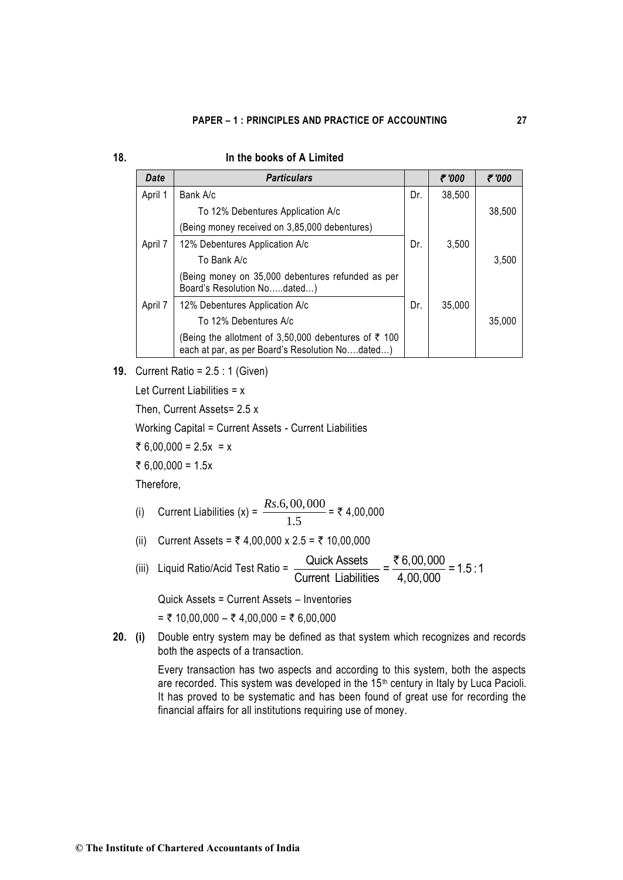**18.** **In the books of A Limited**

| *Date* | *Particulars* | | *₹ '000* | *₹ '000* |
|---|---|---|---|---|
| April 1 | Bank A/c | Dr. | 38,500 | |
| | To 12% Debentures Application A/c | | | 38,500 |
| | (Being money received on 3,85,000 debentures) | | | |
| April 7 | 12% Debentures Application A/c | Dr. | 3,500 | |
| | To Bank A/c | | | 3,500 |
| | (Being money on 35,000 debentures refunded as per Board's Resolution No.....dated...) | | | |
| April 7 | 12% Debentures Application A/c | Dr. | 35,000 | |
| | To 12% Debentures A/c | | | 35,000 |
| | (Being the allotment of 3,50,000 debentures of ₹ 100 each at par, as per Board's Resolution No....dated...) | | | |

**19.** Current Ratio = 2.5 : 1 (Given)

Let Current Liabilities = x

Then, Current Assets= 2.5 x

Working Capital = Current Assets - Current Liabilities

₹ 6,00,000 = 2.5x = x

₹ 6,00,000 = 1.5x

Therefore,

(i) Current Liabilities (x) = $\frac{Rs.6,00,000}{1.5}$ = ₹ 4,00,000

(ii) Current Assets = ₹ 4,00,000 x 2.5 = ₹ 10,00,000

(iii) Liquid Ratio/Acid Test Ratio = $\frac{\text{Quick Assets}}{\text{Current Liabilities}} = \frac{₹\,6,00,000}{4,00,000} = 1.5:1$

Quick Assets = Current Assets – Inventories

= ₹ 10,00,000 – ₹ 4,00,000 = ₹ 6,00,000

**20. (i)** Double entry system may be defined as that system which recognizes and records both the aspects of a transaction.

Every transaction has two aspects and according to this system, both the aspects are recorded. This system was developed in the 15th century in Italy by Luca Pacioli. It has proved to be systematic and has been found of great use for recording the financial affairs for all institutions requiring use of money.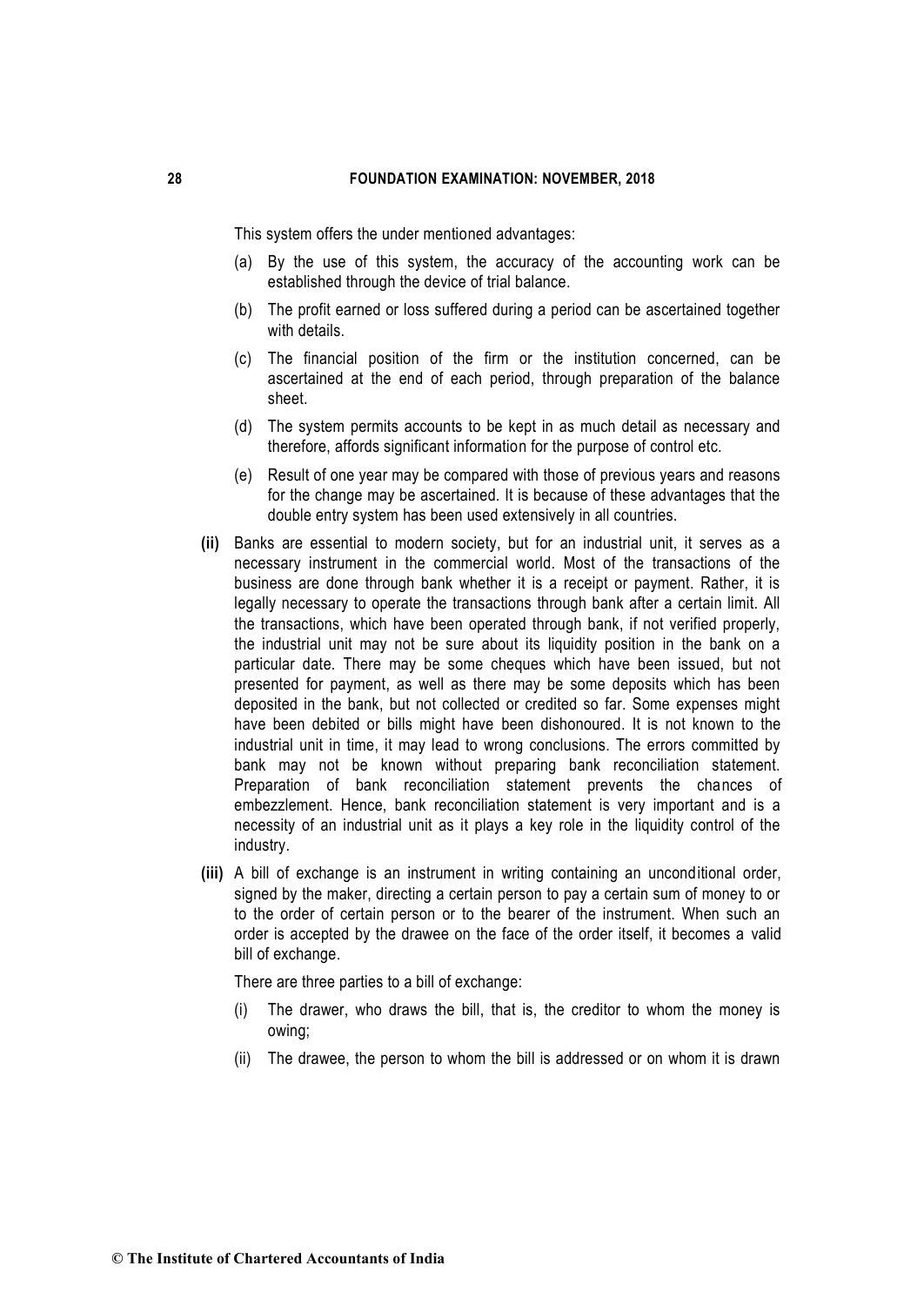This system offers the under mentioned advantages:

(a) By the use of this system, the accuracy of the accounting work can be established through the device of trial balance.

(b) The profit earned or loss suffered during a period can be ascertained together with details.

(c) The financial position of the firm or the institution concerned, can be ascertained at the end of each period, through preparation of the balance sheet.

(d) The system permits accounts to be kept in as much detail as necessary and therefore, affords significant information for the purpose of control etc.

(e) Result of one year may be compared with those of previous years and reasons for the change may be ascertained. It is because of these advantages that the double entry system has been used extensively in all countries.

**(ii)** Banks are essential to modern society, but for an industrial unit, it serves as a necessary instrument in the commercial world. Most of the transactions of the business are done through bank whether it is a receipt or payment. Rather, it is legally necessary to operate the transactions through bank after a certain limit. All the transactions, which have been operated through bank, if not verified properly, the industrial unit may not be sure about its liquidity position in the bank on a particular date. There may be some cheques which have been issued, but not presented for payment, as well as there may be some deposits which has been deposited in the bank, but not collected or credited so far. Some expenses might have been debited or bills might have been dishonoured. It is not known to the industrial unit in time, it may lead to wrong conclusions. The errors committed by bank may not be known without preparing bank reconciliation statement. Preparation of bank reconciliation statement prevents the chances of embezzlement. Hence, bank reconciliation statement is very important and is a necessity of an industrial unit as it plays a key role in the liquidity control of the industry.

**(iii)** A bill of exchange is an instrument in writing containing an unconditional order, signed by the maker, directing a certain person to pay a certain sum of money to or to the order of certain person or to the bearer of the instrument. When such an order is accepted by the drawee on the face of the order itself, it becomes a valid bill of exchange.

There are three parties to a bill of exchange:

(i) The drawer, who draws the bill, that is, the creditor to whom the money is owing;

(ii) The drawee, the person to whom the bill is addressed or on whom it is drawn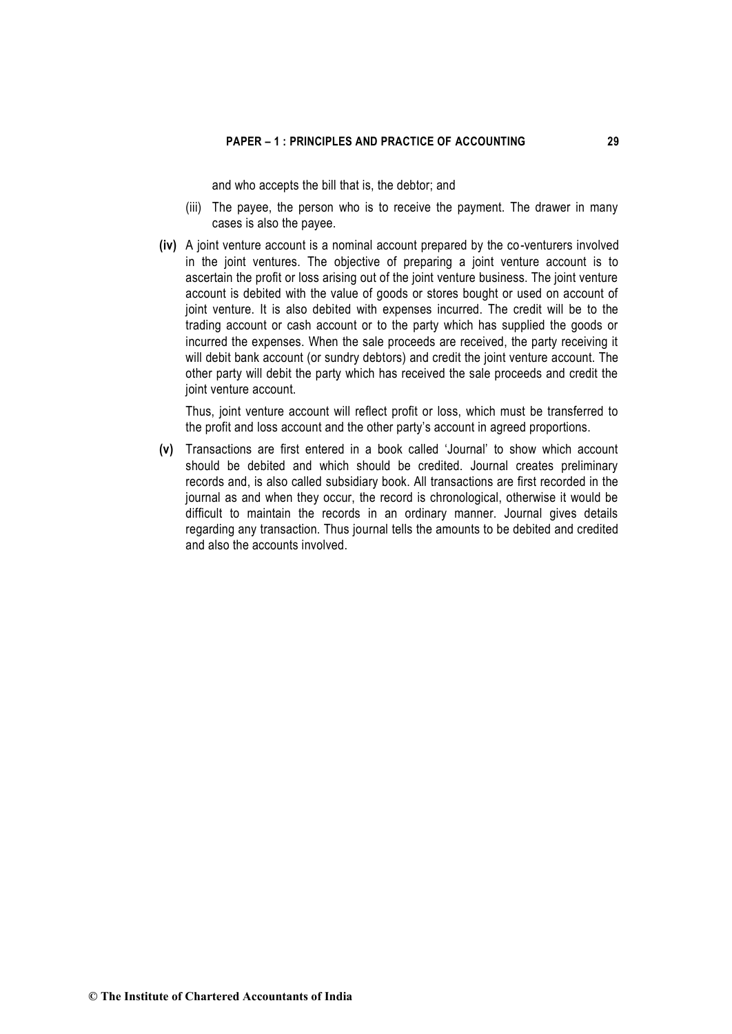and who accepts the bill that is, the debtor; and

(iii) The payee, the person who is to receive the payment. The drawer in many cases is also the payee.

**(iv)** A joint venture account is a nominal account prepared by the co-venturers involved in the joint ventures. The objective of preparing a joint venture account is to ascertain the profit or loss arising out of the joint venture business. The joint venture account is debited with the value of goods or stores bought or used on account of joint venture. It is also debited with expenses incurred. The credit will be to the trading account or cash account or to the party which has supplied the goods or incurred the expenses. When the sale proceeds are received, the party receiving it will debit bank account (or sundry debtors) and credit the joint venture account. The other party will debit the party which has received the sale proceeds and credit the joint venture account.

Thus, joint venture account will reflect profit or loss, which must be transferred to the profit and loss account and the other party's account in agreed proportions.

**(v)** Transactions are first entered in a book called 'Journal' to show which account should be debited and which should be credited. Journal creates preliminary records and, is also called subsidiary book. All transactions are first recorded in the journal as and when they occur, the record is chronological, otherwise it would be difficult to maintain the records in an ordinary manner. Journal gives details regarding any transaction. Thus journal tells the amounts to be debited and credited and also the accounts involved.